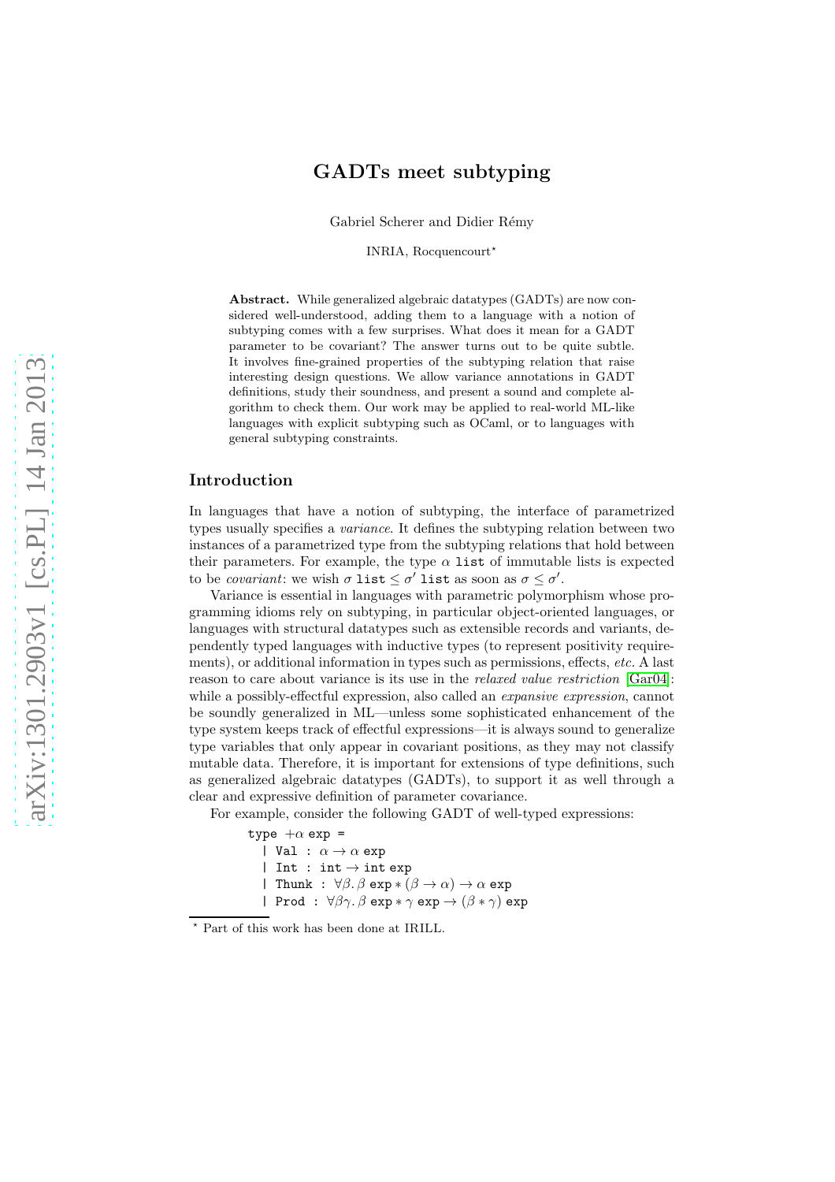# GADTs meet subtyping

Gabriel Scherer and Didier Rémy

INRIA, Rocquencourt*

**Abstract.** While generalized algebraic datatypes (GADTs) are now considered well-understood, adding them to a language with a notion of subtyping comes with a few surprises. What does it mean for a GADT parameter to be covariant? The answer turns out to be quite subtle. It involves fine-grained properties of the subtyping relation that raise interesting design questions. We allow variance annotations in GADT definitions, study their soundness, and present a sound and complete algorithm to check them. Our work may be applied to real-world ML-like languages with explicit subtyping such as OCaml, or to languages with general subtyping constraints.

## Introduction

In languages that have a notion of subtyping, the interface of parametrized types usually specifies a *variance*. It defines the subtyping relation between two instances of a parametrized type from the subtyping relations that hold between their parameters. For example, the type $\alpha$ `list` of immutable lists is expected to be *covariant*: we wish $\sigma$ `list` $\leq \sigma'$ `list` as soon as $\sigma \leq \sigma'$.

Variance is essential in languages with parametric polymorphism whose programming idioms rely on subtyping, in particular object-oriented languages, or languages with structural datatypes such as extensible records and variants, dependently typed languages with inductive types (to represent positivity requirements), or additional information in types such as permissions, effects, *etc.* A last reason to care about variance is its use in the *relaxed value restriction* [Gar04]: while a possibly-effectful expression, also called an *expansive expression*, cannot be soundly generalized in ML—unless some sophisticated enhancement of the type system keeps track of effectful expressions—it is always sound to generalize type variables that only appear in covariant positions, as they may not classify mutable data. Therefore, it is important for extensions of type definitions, such as generalized algebraic datatypes (GADTs), to support it as well through a clear and expressive definition of parameter covariance.

For example, consider the following GADT of well-typed expressions:

```
type +α exp =
  | Val : α → α exp
  | Int : int → int exp
  | Thunk : ∀β. β exp * (β → α) → α exp
  | Prod : ∀βγ. β exp * γ exp → (β * γ) exp
```

* Part of this work has been done at IRILL.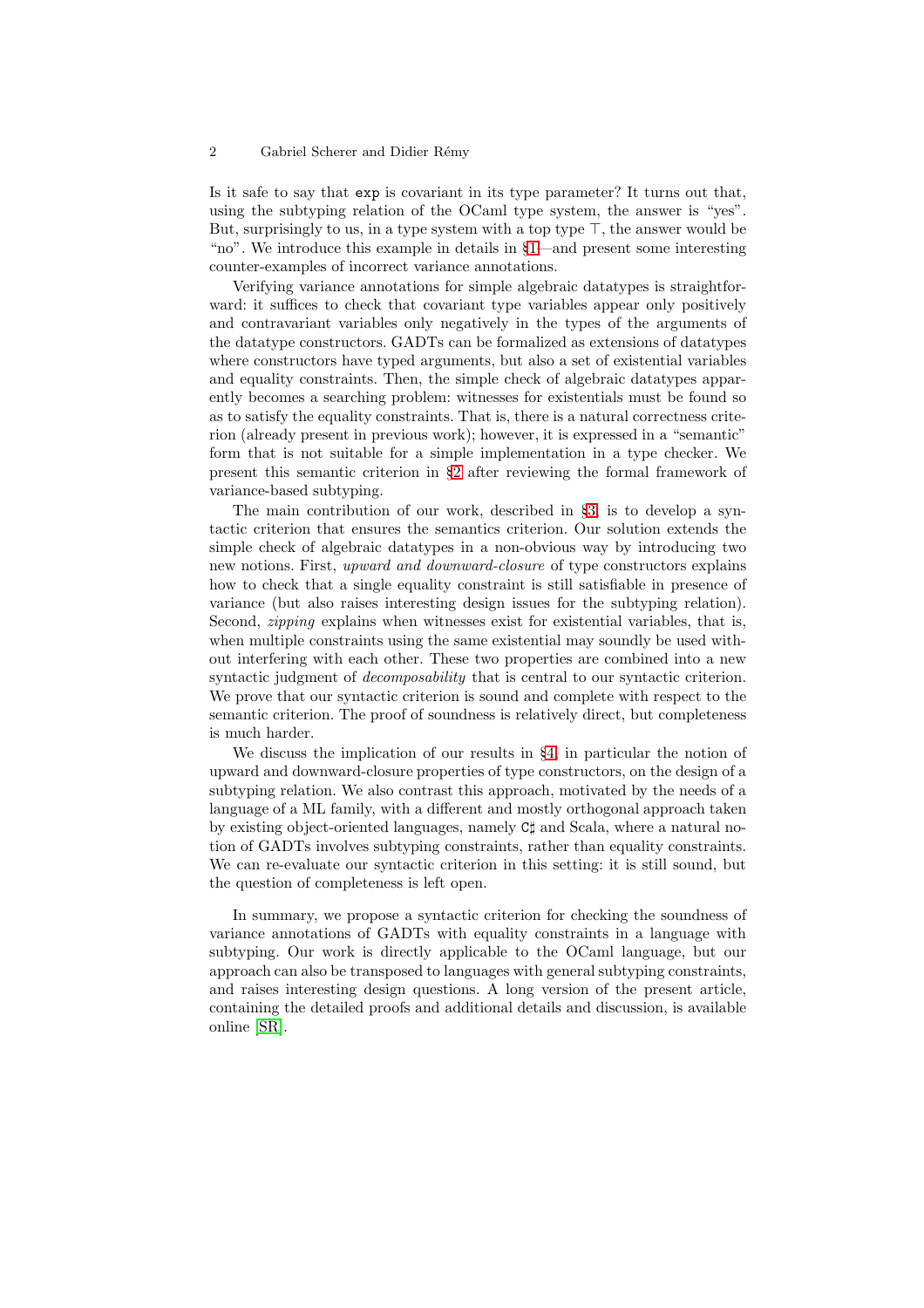Is it safe to say that `exp` is covariant in its type parameter? It turns out that, using the subtyping relation of the OCaml type system, the answer is "yes". But, surprisingly to us, in a type system with a top type $\top$, the answer would be "no". We introduce this example in details in §1—and present some interesting counter-examples of incorrect variance annotations.

Verifying variance annotations for simple algebraic datatypes is straightforward: it suffices to check that covariant type variables appear only positively and contravariant variables only negatively in the types of the arguments of the datatype constructors. GADTs can be formalized as extensions of datatypes where constructors have typed arguments, but also a set of existential variables and equality constraints. Then, the simple check of algebraic datatypes apparently becomes a searching problem: witnesses for existentials must be found so as to satisfy the equality constraints. That is, there is a natural correctness criterion (already present in previous work); however, it is expressed in a "semantic" form that is not suitable for a simple implementation in a type checker. We present this semantic criterion in §2 after reviewing the formal framework of variance-based subtyping.

The main contribution of our work, described in §3, is to develop a syntactic criterion that ensures the semantics criterion. Our solution extends the simple check of algebraic datatypes in a non-obvious way by introducing two new notions. First, *upward and downward-closure* of type constructors explains how to check that a single equality constraint is still satisfiable in presence of variance (but also raises interesting design issues for the subtyping relation). Second, *zipping* explains when witnesses exist for existential variables, that is, when multiple constraints using the same existential may soundly be used without interfering with each other. These two properties are combined into a new syntactic judgment of *decomposability* that is central to our syntactic criterion. We prove that our syntactic criterion is sound and complete with respect to the semantic criterion. The proof of soundness is relatively direct, but completeness is much harder.

We discuss the implication of our results in §4, in particular the notion of upward and downward-closure properties of type constructors, on the design of a subtyping relation. We also contrast this approach, motivated by the needs of a language of a ML family, with a different and mostly orthogonal approach taken by existing object-oriented languages, namely C♯ and Scala, where a natural notion of GADTs involves subtyping constraints, rather than equality constraints. We can re-evaluate our syntactic criterion in this setting: it is still sound, but the question of completeness is left open.

In summary, we propose a syntactic criterion for checking the soundness of variance annotations of GADTs with equality constraints in a language with subtyping. Our work is directly applicable to the OCaml language, but our approach can also be transposed to languages with general subtyping constraints, and raises interesting design questions. A long version of the present article, containing the detailed proofs and additional details and discussion, is available online [SR].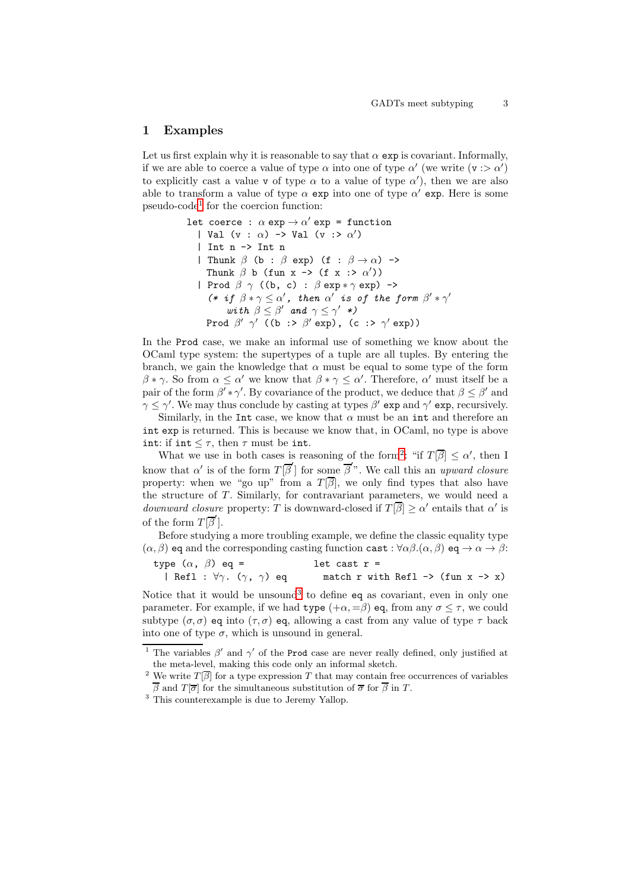## 1 Examples

Let us first explain why it is reasonable to say that $\alpha$ `exp` is covariant. Informally, if we are able to coerce a value of type $\alpha$ into one of type $\alpha'$ (we write ($\mathtt{v} :> \alpha'$) to explicitly cast a value `v` of type $\alpha$ to a value of type $\alpha'$), then we are also able to transform a value of type $\alpha$ `exp` into one of type $\alpha'$ `exp`. Here is some pseudo-code[1] for the coercion function:

```
let coerce : α exp → α' exp = function
  | Val (v : α) -> Val (v :> α')
  | Int n -> Int n
  | Thunk β (b : β exp) (f : β → α) ->
    Thunk β b (fun x -> (f x :> α'))
  | Prod β γ ((b, c) : β exp ∗ γ exp) ->
    (* if β ∗ γ ≤ α', then α' is of the form β' ∗ γ'
        with β ≤ β' and γ ≤ γ' *)
    Prod β' γ' ((b :> β' exp), (c :> γ' exp))
```

In the `Prod` case, we make an informal use of something we know about the OCaml type system: the supertypes of a tuple are all tuples. By entering the branch, we gain the knowledge that $\alpha$ must be equal to some type of the form $\beta * \gamma$. So from $\alpha \leq \alpha'$ we know that $\beta * \gamma \leq \alpha'$. Therefore, $\alpha'$ must itself be a pair of the form $\beta' * \gamma'$. By covariance of the product, we deduce that $\beta \leq \beta'$ and $\gamma \leq \gamma'$. We may thus conclude by casting at types $\beta'$ `exp` and $\gamma'$ `exp`, recursively.

Similarly, in the `Int` case, we know that $\alpha$ must be an `int` and therefore an `int exp` is returned. This is because we know that, in OCaml, no type is above `int`: if $\mathtt{int} \leq \tau$, then $\tau$ must be `int`.

What we use in both cases is reasoning of the form[2]: "if $T[\overline{\beta}] \leq \alpha'$, then I know that $\alpha'$ is of the form $T[\overline{\beta'}]$ for some $\overline{\beta'}$". We call this an *upward closure* property: when we "go up" from a $T[\overline{\beta}]$, we only find types that also have the structure of $T$. Similarly, for contravariant parameters, we would need a *downward closure* property: $T$ is downward-closed if $T[\overline{\beta}] \geq \alpha'$ entails that $\alpha'$ is of the form $T[\overline{\beta'}]$.

Before studying a more troubling example, we define the classic equality type $(\alpha, \beta)$ `eq` and the corresponding casting function $\mathtt{cast} : \forall \alpha\beta.(\alpha, \beta)\ \mathtt{eq} \to \alpha \to \beta$:

```
type (α, β) eq =                let cast r =
  | Refl : ∀γ. (γ, γ) eq          match r with Refl -> (fun x -> x)
```

Notice that it would be unsound[3] to define `eq` as covariant, even in only one parameter. For example, if we had `type` $(+\alpha, =\beta)$ `eq`, from any $\sigma \leq \tau$, we could subtype $(\sigma, \sigma)$ `eq` into $(\tau, \sigma)$ `eq`, allowing a cast from any value of type $\tau$ back into one of type $\sigma$, which is unsound in general.

---

[1] The variables $\beta'$ and $\gamma'$ of the `Prod` case are never really defined, only justified at the meta-level, making this code only an informal sketch.

[2] We write $T[\overline{\beta}]$ for a type expression $T$ that may contain free occurrences of variables $\overline{\beta}$ and $T[\overline{\sigma}]$ for the simultaneous substitution of $\overline{\sigma}$ for $\overline{\beta}$ in $T$.

[3] This counterexample is due to Jeremy Yallop.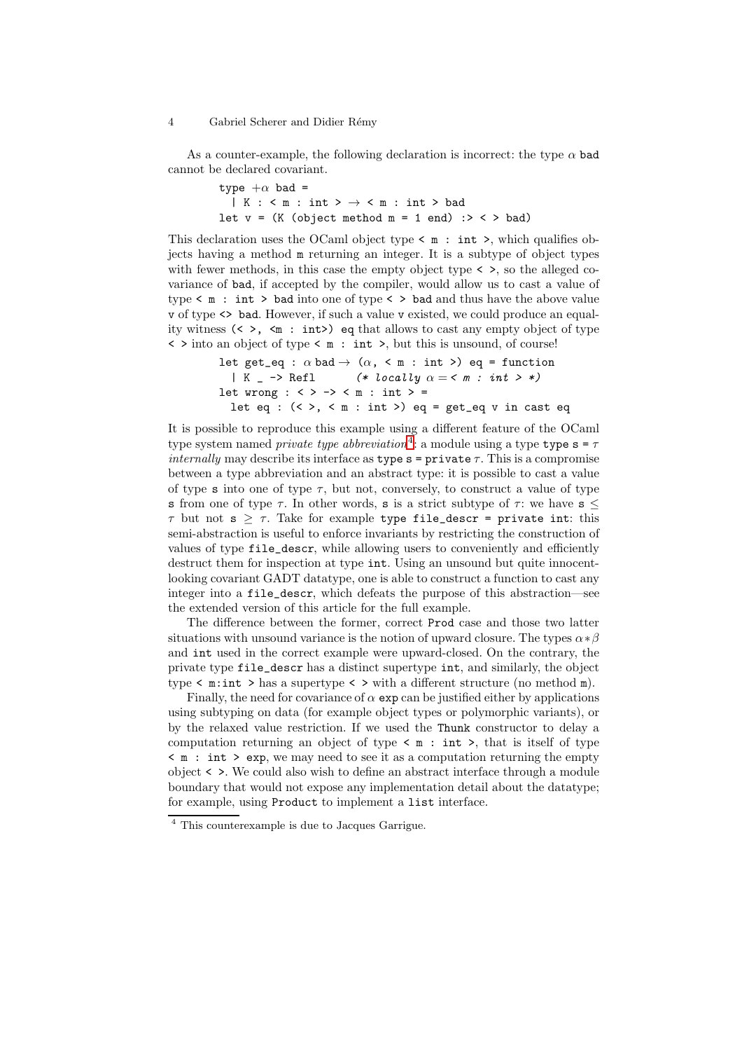As a counter-example, the following declaration is incorrect: the type $\alpha$ bad cannot be declared covariant.

```
type +α bad =
  | K : < m : int > → < m : int > bad
let v = (K (object method m = 1 end) :> < > bad)
```

This declaration uses the OCaml object type `< m : int >`, which qualifies objects having a method `m` returning an integer. It is a subtype of object types with fewer methods, in this case the empty object type `< >`, so the alleged covariance of `bad`, if accepted by the compiler, would allow us to cast a value of type `< m : int > bad` into one of type `< > bad` and thus have the above value `v` of type `<> bad`. However, if such a value `v` existed, we could produce an equality witness `(< >, <m : int>) eq` that allows to cast any empty object of type `< >` into an object of type `< m : int >`, but this is unsound, of course!

```
let get_eq : α bad → (α, < m : int >) eq = function
  | K _ -> Refl      (* locally α = < m : int > *)
let wrong : < > -> < m : int > =
  let eq : (< >, < m : int >) eq = get_eq v in cast eq
```

It is possible to reproduce this example using a different feature of the OCaml type system named *private type abbreviation*[4]: a module using a type `type s =` $\tau$ *internally* may describe its interface as `type s = private` $\tau$. This is a compromise between a type abbreviation and an abstract type: it is possible to cast a value of type `s` into one of type $\tau$, but not, conversely, to construct a value of type `s` from one of type $\tau$. In other words, `s` is a strict subtype of $\tau$: we have $\texttt{s} \leq \tau$ but not $\texttt{s} \geq \tau$. Take for example `type file_descr = private int`: this semi-abstraction is useful to enforce invariants by restricting the construction of values of type `file_descr`, while allowing users to conveniently and efficiently destruct them for inspection at type `int`. Using an unsound but quite innocent-looking covariant GADT datatype, one is able to construct a function to cast any integer into a `file_descr`, which defeats the purpose of this abstraction—see the extended version of this article for the full example.

The difference between the former, correct `Prod` case and those two latter situations with unsound variance is the notion of upward closure. The types $\alpha * \beta$ and `int` used in the correct example were upward-closed. On the contrary, the private type `file_descr` has a distinct supertype `int`, and similarly, the object type `< m:int >` has a supertype `< >` with a different structure (no method `m`).

Finally, the need for covariance of $\alpha$ `exp` can be justified either by applications using subtyping on data (for example object types or polymorphic variants), or by the relaxed value restriction. If we used the `Thunk` constructor to delay a computation returning an object of type `< m : int >`, that is itself of type `< m : int > exp`, we may need to see it as a computation returning the empty object `< >`. We could also wish to define an abstract interface through a module boundary that would not expose any implementation detail about the datatype; for example, using `Product` to implement a `list` interface.

[4] This counterexample is due to Jacques Garrigue.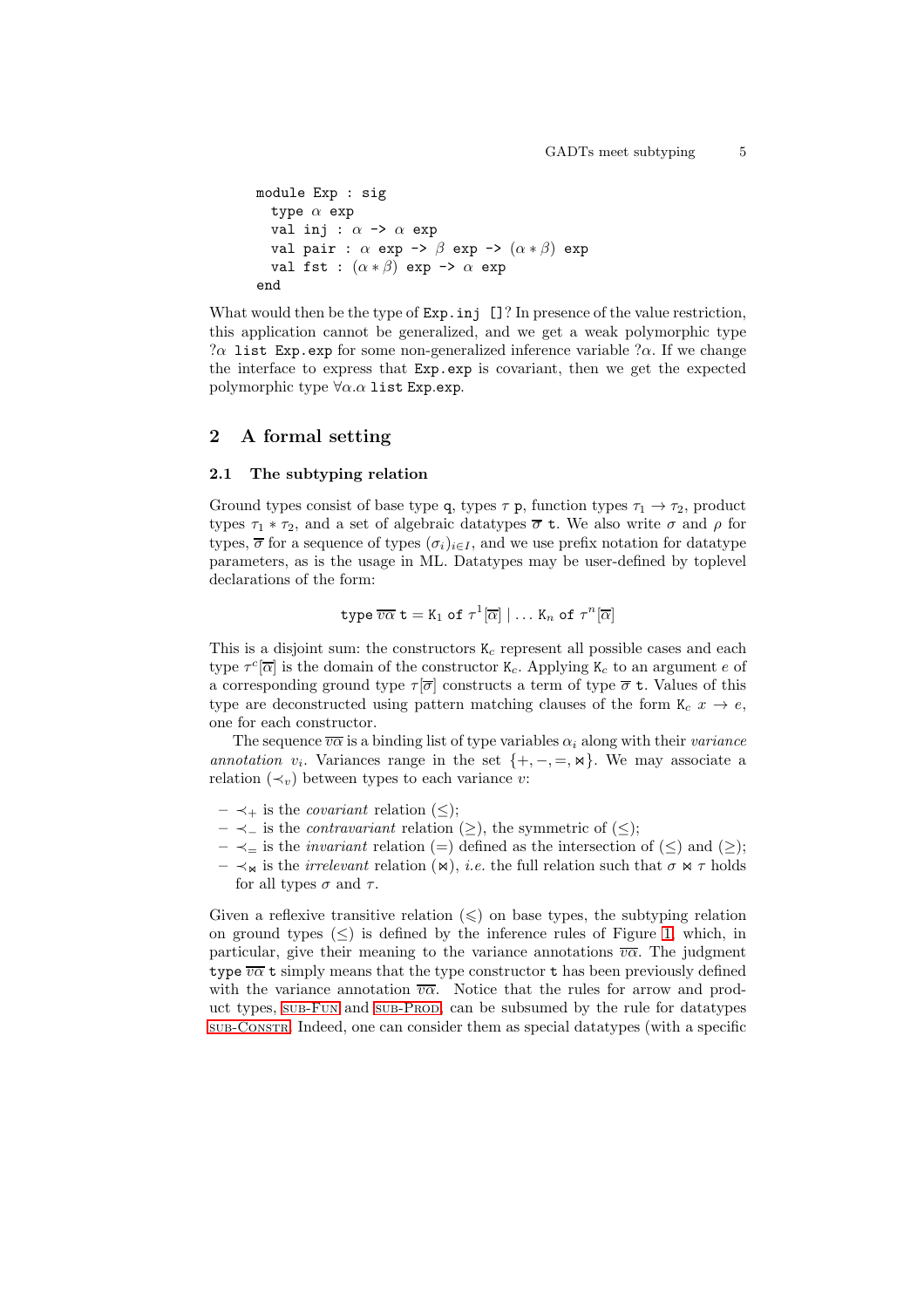```
module Exp : sig
  type α exp
  val inj : α -> α exp
  val pair : α exp -> β exp -> (α * β) exp
  val fst : (α * β) exp -> α exp
end
```

What would then be the type of `Exp.inj []`? In presence of the value restriction, this application cannot be generalized, and we get a weak polymorphic type $?\alpha$ `list Exp.exp` for some non-generalized inference variable $?\alpha$. If we change the interface to express that `Exp.exp` is covariant, then we get the expected polymorphic type $\forall\alpha.\alpha$ `list Exp.exp`.

## 2 A formal setting

### 2.1 The subtyping relation

Ground types consist of base type $\mathtt{q}$, types $\tau\ \mathtt{p}$, function types $\tau_1 \to \tau_2$, product types $\tau_1 * \tau_2$, and a set of algebraic datatypes $\overline{\sigma}\ \mathtt{t}$. We also write $\sigma$ and $\rho$ for types, $\overline{\sigma}$ for a sequence of types $(\sigma_i)_{i\in I}$, and we use prefix notation for datatype parameters, as is the usage in ML. Datatypes may be user-defined by toplevel declarations of the form:

$$\mathtt{type}\ \overline{v\alpha}\ \mathtt{t} = \mathtt{K}_1\ \mathtt{of}\ \tau^1[\overline{\alpha}]\ |\ \ldots\ \mathtt{K}_n\ \mathtt{of}\ \tau^n[\overline{\alpha}]$$

This is a disjoint sum: the constructors $\mathtt{K}_c$ represent all possible cases and each type $\tau^c[\overline{\alpha}]$ is the domain of the constructor $\mathtt{K}_c$. Applying $\mathtt{K}_c$ to an argument $e$ of a corresponding ground type $\tau[\overline{\sigma}]$ constructs a term of type $\overline{\sigma}\ \mathtt{t}$. Values of this type are deconstructed using pattern matching clauses of the form $\mathtt{K}_c\ x \to e$, one for each constructor.

The sequence $\overline{v\alpha}$ is a binding list of type variables $\alpha_i$ along with their *variance annotation* $v_i$. Variances range in the set $\{+, -, =, \bowtie\}$. We may associate a relation $(\prec_v)$ between types to each variance $v$:

- $\prec_+$ is the *covariant* relation $(\leq)$;
- $\prec_-$ is the *contravariant* relation $(\geq)$, the symmetric of $(\leq)$;
- $\prec_=$ is the *invariant* relation $(=)$ defined as the intersection of $(\leq)$ and $(\geq)$;
- $\prec_\bowtie$ is the *irrelevant* relation $(\bowtie)$, *i.e.* the full relation such that $\sigma \bowtie \tau$ holds for all types $\sigma$ and $\tau$.

Given a reflexive transitive relation $(\leqslant)$ on base types, the subtyping relation on ground types $(\leq)$ is defined by the inference rules of Figure 1, which, in particular, give their meaning to the variance annotations $\overline{v\alpha}$. The judgment $\mathtt{type}\ \overline{v\alpha}\ \mathtt{t}$ simply means that the type constructor $\mathtt{t}$ has been previously defined with the variance annotation $\overline{v\alpha}$. Notice that the rules for arrow and product types, SUB-FUN and SUB-PROD, can be subsumed by the rule for datatypes SUB-CONSTR. Indeed, one can consider them as special datatypes (with a specific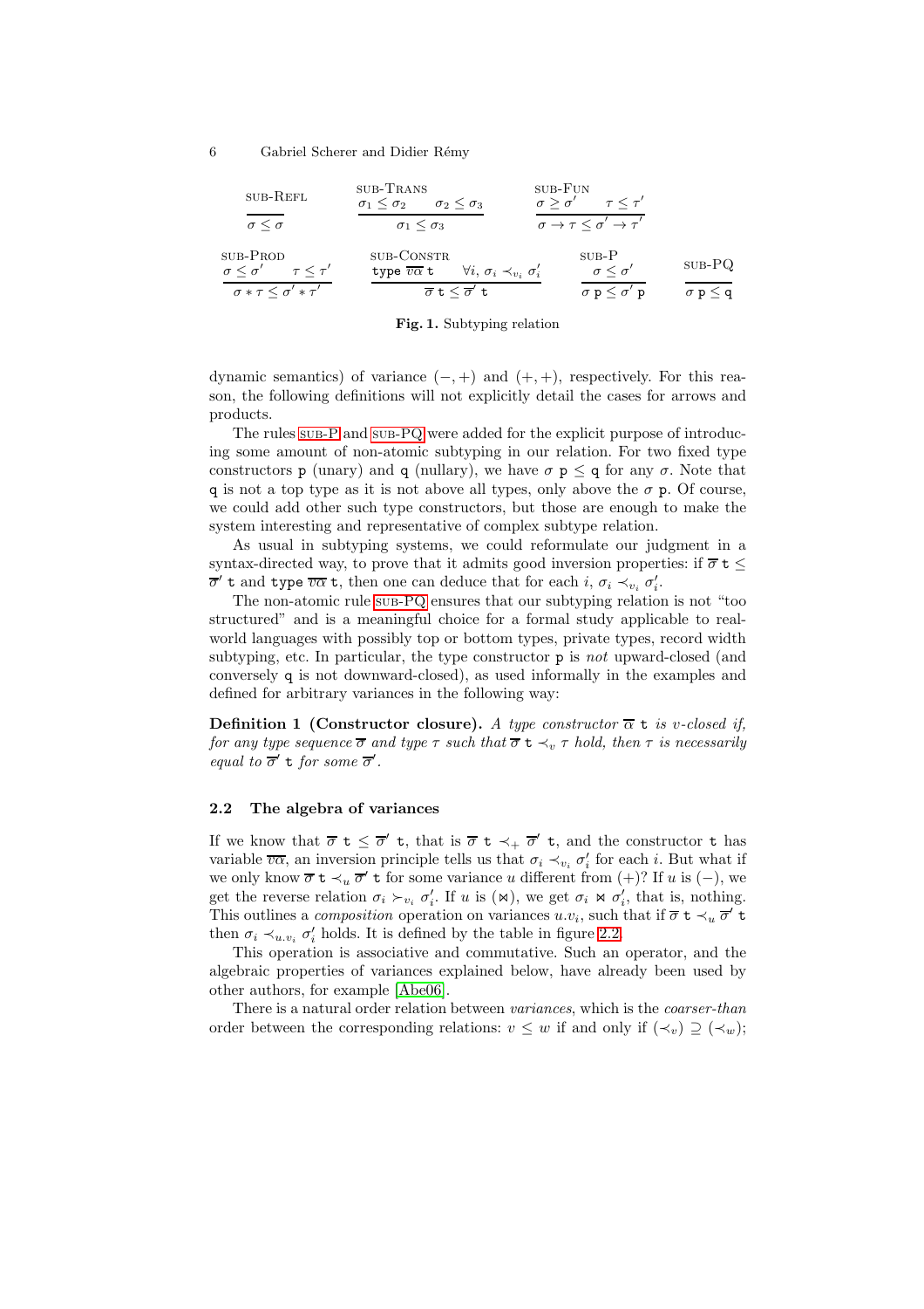$$\frac{}{\sigma \leq \sigma}\ \textsc{sub-Refl} \qquad \frac{\sigma_1 \leq \sigma_2 \qquad \sigma_2 \leq \sigma_3}{\sigma_1 \leq \sigma_3}\ \textsc{sub-Trans} \qquad \frac{\sigma \geq \sigma' \qquad \tau \leq \tau'}{\sigma \to \tau \leq \sigma' \to \tau'}\ \textsc{sub-Fun}$$

$$\frac{\sigma \leq \sigma' \qquad \tau \leq \tau'}{\sigma * \tau \leq \sigma' * \tau'}\ \textsc{sub-Prod} \qquad \frac{\texttt{type}\ \overline{v\alpha}\ \texttt{t} \qquad \forall i,\ \sigma_i \prec_{v_i} \sigma'_i}{\overline{\sigma}\ \texttt{t} \leq \overline{\sigma}'\ \texttt{t}}\ \textsc{sub-Constr} \qquad \frac{\sigma \leq \sigma'}{\sigma\ \texttt{p} \leq \sigma'\ \texttt{p}}\ \textsc{sub-P} \qquad \frac{}{\sigma\ \texttt{p} \leq \texttt{q}}\ \textsc{sub-PQ}$$

**Fig. 1.** Subtyping relation

dynamic semantics) of variance $(-,+)$ and $(+,+)$, respectively. For this reason, the following definitions will not explicitly detail the cases for arrows and products.

The rules sub-P and sub-PQ were added for the explicit purpose of introducing some amount of non-atomic subtyping in our relation. For two fixed type constructors `p` (unary) and `q` (nullary), we have $\sigma$ `p` $\leq$ `q` for any $\sigma$. Note that `q` is not a top type as it is not above all types, only above the $\sigma$ `p`. Of course, we could add other such type constructors, but those are enough to make the system interesting and representative of complex subtype relation.

As usual in subtyping systems, we could reformulate our judgment in a syntax-directed way, to prove that it admits good inversion properties: if $\overline{\sigma}\ \texttt{t} \leq \overline{\sigma}'\ \texttt{t}$ and $\texttt{type}\ \overline{v\alpha}\ \texttt{t}$, then one can deduce that for each $i$, $\sigma_i \prec_{v_i} \sigma'_i$.

The non-atomic rule sub-PQ ensures that our subtyping relation is not "too structured" and is a meaningful choice for a formal study applicable to real-world languages with possibly top or bottom types, private types, record width subtyping, etc. In particular, the type constructor `p` is *not* upward-closed (and conversely `q` is not downward-closed), as used informally in the examples and defined for arbitrary variances in the following way:

**Definition 1 (Constructor closure).** *A type constructor $\overline{\alpha}$ `t` is $v$-closed if, for any type sequence $\overline{\sigma}$ and type $\tau$ such that $\overline{\sigma}\ \texttt{t} \prec_v \tau$ hold, then $\tau$ is necessarily equal to $\overline{\sigma}'$ `t` for some $\overline{\sigma}'$.*

### 2.2 The algebra of variances

If we know that $\overline{\sigma}\ \texttt{t} \leq \overline{\sigma}'\ \texttt{t}$, that is $\overline{\sigma}\ \texttt{t} \prec_+ \overline{\sigma}'\ \texttt{t}$, and the constructor `t` has variable $\overline{v\alpha}$, an inversion principle tells us that $\sigma_i \prec_{v_i} \sigma'_i$ for each $i$. But what if we only know $\overline{\sigma}\ \texttt{t} \prec_u \overline{\sigma}'\ \texttt{t}$ for some variance $u$ different from $(+)$? If $u$ is $(-)$, we get the reverse relation $\sigma_i \succ_{v_i} \sigma'_i$. If $u$ is $(\bowtie)$, we get $\sigma_i \bowtie \sigma'_i$, that is, nothing. This outlines a *composition* operation on variances $u.v_i$, such that if $\overline{\sigma}\ \texttt{t} \prec_u \overline{\sigma}'\ \texttt{t}$ then $\sigma_i \prec_{u.v_i} \sigma'_i$ holds. It is defined by the table in figure 2.2.

This operation is associative and commutative. Such an operator, and the algebraic properties of variances explained below, have already been used by other authors, for example [Abe06].

There is a natural order relation between *variances*, which is the *coarser-than* order between the corresponding relations: $v \leq w$ if and only if $(\prec_v) \supseteq (\prec_w)$;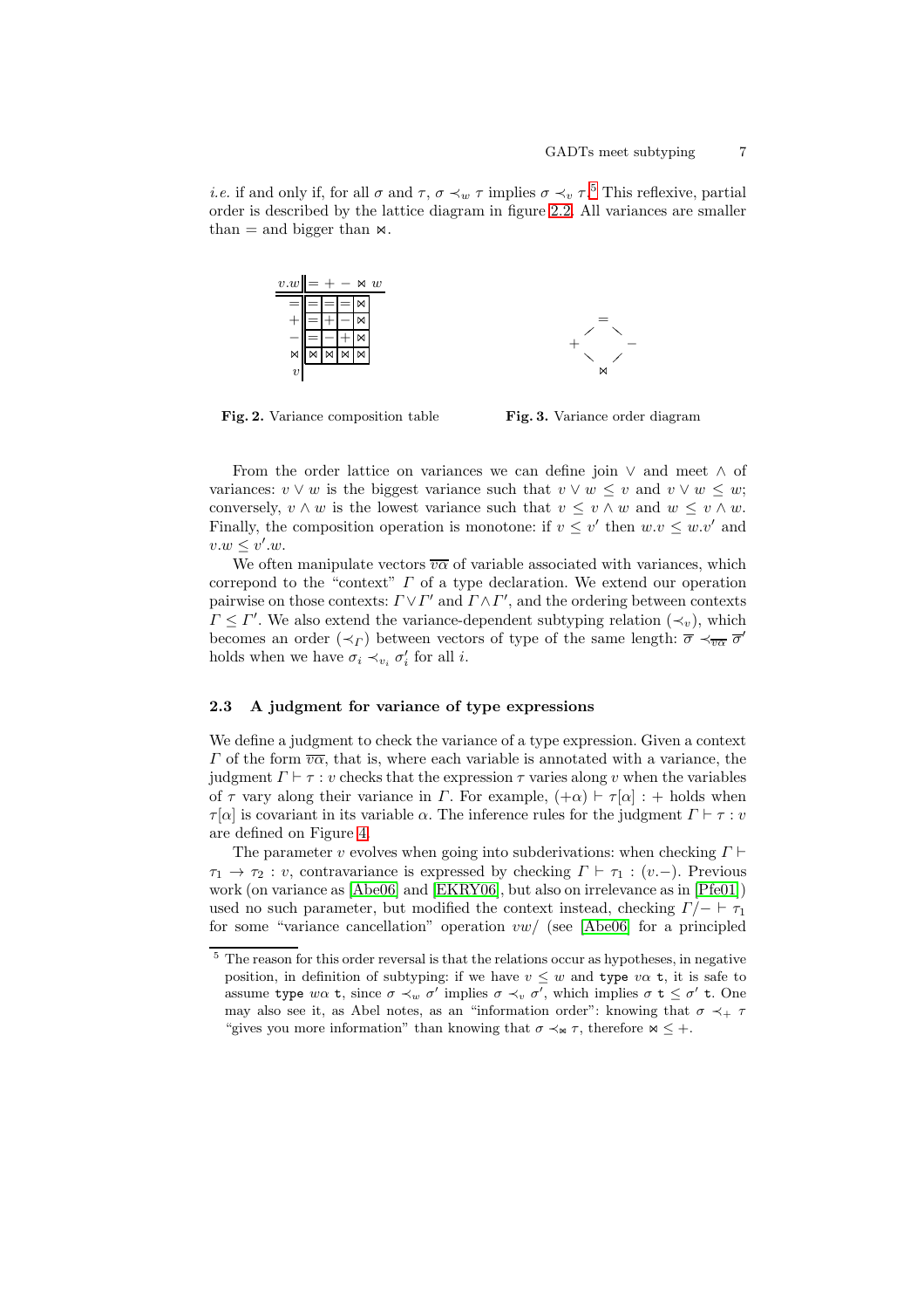*i.e.* if and only if, for all $\sigma$ and $\tau$, $\sigma \prec_w \tau$ implies $\sigma \prec_v \tau$.[5] This reflexive, partial order is described by the lattice diagram in figure 2.2. All variances are smaller than $=$ and bigger than $\bowtie$.

| $v.w$ | $=$ | $+$ | $-$ | $\bowtie$ |
|---|---|---|---|---|
| $=$ | $=$ | $=$ | $=$ | $\bowtie$ |
| $+$ | $=$ | $+$ | $-$ | $\bowtie$ |
| $-$ | $=$ | $-$ | $+$ | $\bowtie$ |
| $\bowtie$ | $\bowtie$ | $\bowtie$ | $\bowtie$ | $\bowtie$ |

**Fig. 2.** Variance composition table

$$
\begin{array}{ccc}
 & = & \\
+ & & - \\
 & \bowtie &
\end{array}
$$

**Fig. 3.** Variance order diagram

From the order lattice on variances we can define join $\vee$ and meet $\wedge$ of variances: $v \vee w$ is the biggest variance such that $v \vee w \leq v$ and $v \vee w \leq w$; conversely, $v \wedge w$ is the lowest variance such that $v \leq v \wedge w$ and $w \leq v \wedge w$. Finally, the composition operation is monotone: if $v \leq v'$ then $w.v \leq w.v'$ and $v.w \leq v'.w$.

We often manipulate vectors $\overline{v\alpha}$ of variable associated with variances, which correpond to the "context" $\Gamma$ of a type declaration. We extend our operation pairwise on those contexts: $\Gamma \vee \Gamma'$ and $\Gamma \wedge \Gamma'$, and the ordering between contexts $\Gamma \leq \Gamma'$. We also extend the variance-dependent subtyping relation ($\prec_v$), which becomes an order ($\prec_\Gamma$) between vectors of type of the same length: $\overline{\sigma} \prec_{\overline{v\alpha}} \overline{\sigma}'$ holds when we have $\sigma_i \prec_{v_i} \sigma'_i$ for all $i$.

### 2.3 A judgment for variance of type expressions

We define a judgment to check the variance of a type expression. Given a context $\Gamma$ of the form $\overline{v\alpha}$, that is, where each variable is annotated with a variance, the judgment $\Gamma \vdash \tau : v$ checks that the expression $\tau$ varies along $v$ when the variables of $\tau$ vary along their variance in $\Gamma$. For example, $(+\alpha) \vdash \tau[\alpha] : +$ holds when $\tau[\alpha]$ is covariant in its variable $\alpha$. The inference rules for the judgment $\Gamma \vdash \tau : v$ are defined on Figure 4.

The parameter $v$ evolves when going into subderivations: when checking $\Gamma \vdash \tau_1 \to \tau_2 : v$, contravariance is expressed by checking $\Gamma \vdash \tau_1 : (v.-)$. Previous work (on variance as [Abe06] and [EKRY06], but also on irrelevance as in [Pfe01]) used no such parameter, but modified the context instead, checking $\Gamma/- \vdash \tau_1$ for some "variance cancellation" operation $vw/$ (see [Abe06] for a principled

---

[5] The reason for this order reversal is that the relations occur as hypotheses, in negative position, in definition of subtyping: if we have $v \leq w$ and `type` $v\alpha$ `t`, it is safe to assume `type` $w\alpha$ `t`, since $\sigma \prec_w \sigma'$ implies $\sigma \prec_v \sigma'$, which implies $\sigma$ `t` $\leq \sigma'$ `t`. One may also see it, as Abel notes, as an "information order": knowing that $\sigma \prec_+ \tau$ "gives you more information" than knowing that $\sigma \prec_\bowtie \tau$, therefore $\bowtie \leq +$.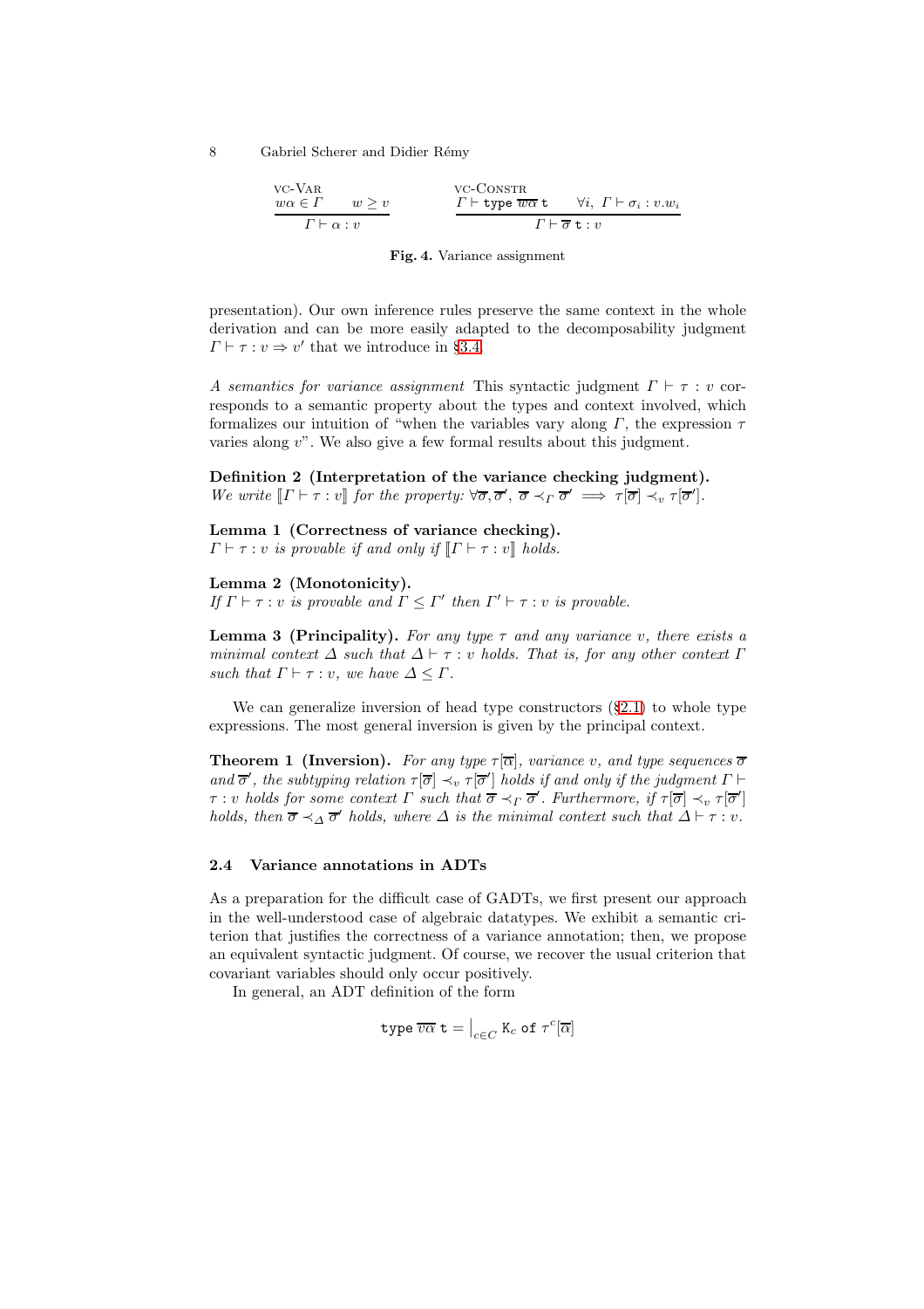$$\frac{\text{VC-VAR} \quad w\alpha \in \Gamma \qquad w \geq v}{\Gamma \vdash \alpha : v} \qquad \frac{\text{VC-CONSTR} \quad \Gamma \vdash \texttt{type}\ \overline{w\alpha}\ \texttt{t} \qquad \forall i,\ \Gamma \vdash \sigma_i : v.w_i}{\Gamma \vdash \overline{\sigma}\ \texttt{t} : v}$$

**Fig. 4.** Variance assignment

presentation). Our own inference rules preserve the same context in the whole derivation and can be more easily adapted to the decomposability judgment $\Gamma \vdash \tau : v \Rightarrow v'$ that we introduce in §3.4.

*A semantics for variance assignment* This syntactic judgment $\Gamma \vdash \tau : v$ corresponds to a semantic property about the types and context involved, which formalizes our intuition of "when the variables vary along $\Gamma$, the expression $\tau$ varies along $v$". We also give a few formal results about this judgment.

**Definition 2 (Interpretation of the variance checking judgment).** *We write* $[\![\Gamma \vdash \tau : v]\!]$ *for the property:* $\forall \overline{\sigma}, \overline{\sigma}',\ \overline{\sigma} \prec_\Gamma \overline{\sigma}' \implies \tau[\overline{\sigma}] \prec_v \tau[\overline{\sigma}']$.

**Lemma 1 (Correctness of variance checking).** *$\Gamma \vdash \tau : v$ is provable if and only if $[\![\Gamma \vdash \tau : v]\!]$ holds.*

**Lemma 2 (Monotonicity).** *If $\Gamma \vdash \tau : v$ is provable and $\Gamma \leq \Gamma'$ then $\Gamma' \vdash \tau : v$ is provable.*

**Lemma 3 (Principality).** *For any type $\tau$ and any variance $v$, there exists a minimal context $\Delta$ such that $\Delta \vdash \tau : v$ holds. That is, for any other context $\Gamma$ such that $\Gamma \vdash \tau : v$, we have $\Delta \leq \Gamma$.*

We can generalize inversion of head type constructors (§2.1) to whole type expressions. The most general inversion is given by the principal context.

**Theorem 1 (Inversion).** *For any type $\tau[\overline{\alpha}]$, variance $v$, and type sequences $\overline{\sigma}$ and $\overline{\sigma}'$, the subtyping relation $\tau[\overline{\sigma}] \prec_v \tau[\overline{\sigma}']$ holds if and only if the judgment $\Gamma \vdash \tau : v$ holds for some context $\Gamma$ such that $\overline{\sigma} \prec_\Gamma \overline{\sigma}'$. Furthermore, if $\tau[\overline{\sigma}] \prec_v \tau[\overline{\sigma}']$ holds, then $\overline{\sigma} \prec_\Delta \overline{\sigma}'$ holds, where $\Delta$ is the minimal context such that $\Delta \vdash \tau : v$.*

### 2.4 Variance annotations in ADTs

As a preparation for the difficult case of GADTs, we first present our approach in the well-understood case of algebraic datatypes. We exhibit a semantic criterion that justifies the correctness of a variance annotation; then, we propose an equivalent syntactic judgment. Of course, we recover the usual criterion that covariant variables should only occur positively.

In general, an ADT definition of the form

$$\texttt{type}\ \overline{v\alpha}\ \texttt{t} = \big|_{c \in C}\ \texttt{K}_c\ \texttt{of}\ \tau^c[\overline{\alpha}]$$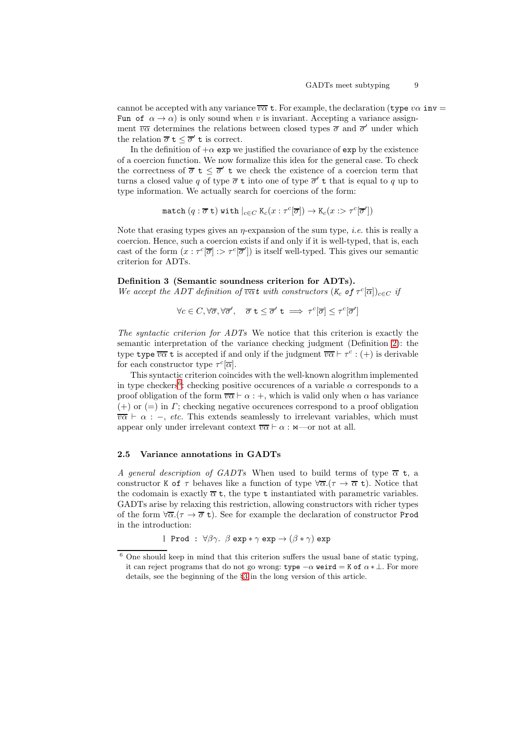cannot be accepted with any variance $\overline{v\alpha}$ t. For example, the declaration (type $v\alpha$ inv = Fun of $\alpha \to \alpha$) is only sound when $v$ is invariant. Accepting a variance assignment $\overline{v\alpha}$ determines the relations between closed types $\overline{\sigma}$ and $\overline{\sigma}'$ under which the relation $\overline{\sigma}\ \mathtt{t} \leq \overline{\sigma}'\ \mathtt{t}$ is correct.

In the definition of $+\alpha$ exp we justified the covariance of exp by the existence of a coercion function. We now formalize this idea for the general case. To check the correctness of $\overline{\sigma}\ \mathtt{t} \leq \overline{\sigma}'\ \mathtt{t}$ we check the existence of a coercion term that turns a closed value $q$ of type $\overline{\sigma}\ \mathtt{t}$ into one of type $\overline{\sigma}'\ \mathtt{t}$ that is equal to $q$ up to type information. We actually search for coercions of the form:

$$\mathtt{match}\ (q : \overline{\sigma}\ \mathtt{t})\ \mathtt{with}\ |_{c \in C}\ \mathtt{K}_c(x : \tau^c[\overline{\sigma}]) \to \mathtt{K}_c(x :> \tau^c[\overline{\sigma}'])$$

Note that erasing types gives an $\eta$-expansion of the sum type, *i.e.* this is really a coercion. Hence, such a coercion exists if and only if it is well-typed, that is, each cast of the form $(x : \tau^c[\overline{\sigma}] :> \tau^c[\overline{\sigma}'])$ is itself well-typed. This gives our semantic criterion for ADTs.

**Definition 3 (Semantic soundness criterion for ADTs).**
*We accept the ADT definition of $\overline{v\alpha}t$ with constructors $(K_c$ of $\tau^c[\overline{\alpha}])_{c\in C}$ if*

$$\forall c \in C, \forall \overline{\sigma}, \forall \overline{\sigma}', \quad \overline{\sigma}\ \mathtt{t} \leq \overline{\sigma}'\ \mathtt{t} \implies \tau^c[\overline{\sigma}] \leq \tau^c[\overline{\sigma}']$$

*The syntactic criterion for ADTs* We notice that this criterion is exactly the semantic interpretation of the variance checking judgment (Definition 2): the type type $\overline{v\alpha}$ t is accepted if and only if the judgment $\overline{v\alpha} \vdash \tau^c : (+)$ is derivable for each constructor type $\tau^c[\overline{\alpha}]$.

This syntactic criterion coincides with the well-known alogrithm implemented in type checkers[6]: checking positive occurences of a variable $\alpha$ corresponds to a proof obligation of the form $\overline{v\alpha} \vdash \alpha : +$, which is valid only when $\alpha$ has variance $(+)$ or $(=)$ in $\Gamma$; checking negative occurences correspond to a proof obligation $\overline{v\alpha} \vdash \alpha : -$, *etc.* This extends seamlessly to irrelevant variables, which must appear only under irrelevant context $\overline{v\alpha} \vdash \alpha : \bowtie$—or not at all.

### 2.5 Variance annotations in GADTs

*A general description of GADTs* When used to build terms of type $\overline{\alpha}$ t, a constructor K of $\tau$ behaves like a function of type $\forall\overline{\alpha}.(\tau \to \overline{\alpha}\ \mathtt{t})$. Notice that the codomain is exactly $\overline{\alpha}$ t, the type t instantiated with parametric variables. GADTs arise by relaxing this restriction, allowing constructors with richer types of the form $\forall\overline{\alpha}.(\tau \to \overline{\sigma}\ \mathtt{t})$. See for example the declaration of constructor Prod in the introduction:

$$|\ \mathtt{Prod} : \forall\beta\gamma.\ \beta\ \mathtt{exp} * \gamma\ \mathtt{exp} \to (\beta * \gamma)\ \mathtt{exp}$$

[6] One should keep in mind that this criterion suffers the usual bane of static typing, it can reject programs that do not go wrong: type $-\alpha$ weird = K of $\alpha * \bot$. For more details, see the beginning of the §3 in the long version of this article.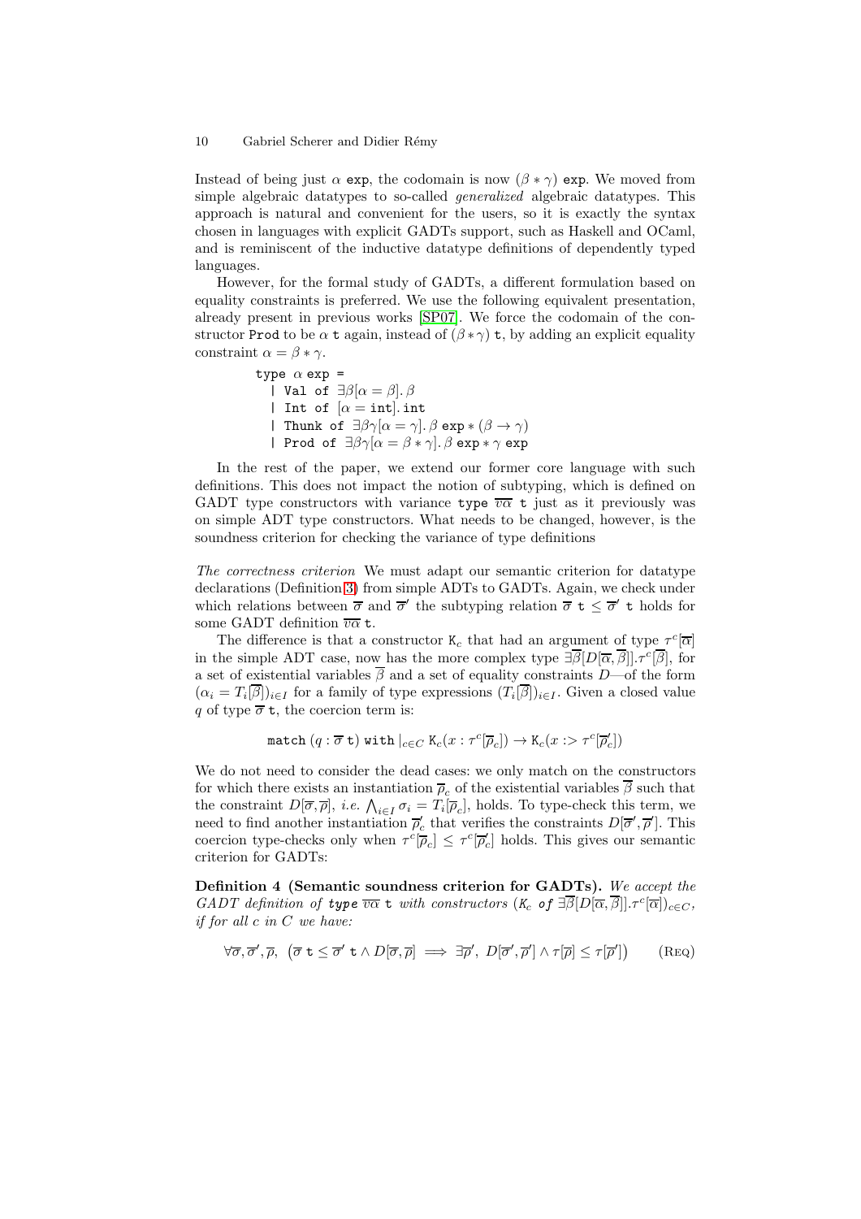Instead of being just $\alpha$ `exp`, the codomain is now $(\beta * \gamma)$ `exp`. We moved from simple algebraic datatypes to so-called *generalized* algebraic datatypes. This approach is natural and convenient for the users, so it is exactly the syntax chosen in languages with explicit GADTs support, such as Haskell and OCaml, and is reminiscent of the inductive datatype definitions of dependently typed languages.

However, for the formal study of GADTs, a different formulation based on equality constraints is preferred. We use the following equivalent presentation, already present in previous works [SP07]. We force the codomain of the constructor `Prod` to be $\alpha$ `t` again, instead of $(\beta * \gamma)$ `t`, by adding an explicit equality constraint $\alpha = \beta * \gamma$.

$$
\begin{array}{l}
\texttt{type } \alpha \texttt{ exp =} \\
\quad \texttt{| Val of } \exists\beta[\alpha = \beta].\, \beta \\
\quad \texttt{| Int of } [\alpha = \texttt{int}].\, \texttt{int} \\
\quad \texttt{| Thunk of } \exists\beta\gamma[\alpha = \gamma].\, \beta\ \texttt{exp} * (\beta \to \gamma) \\
\quad \texttt{| Prod of } \exists\beta\gamma[\alpha = \beta * \gamma].\, \beta\ \texttt{exp} * \gamma\ \texttt{exp}
\end{array}
$$

In the rest of the paper, we extend our former core language with such definitions. This does not impact the notion of subtyping, which is defined on GADT type constructors with variance `type` $\overline{v\alpha}$ `t` just as it previously was on simple ADT type constructors. What needs to be changed, however, is the soundness criterion for checking the variance of type definitions

*The correctness criterion* We must adapt our semantic criterion for datatype declarations (Definition 3) from simple ADTs to GADTs. Again, we check under which relations between $\overline{\sigma}$ and $\overline{\sigma}'$ the subtyping relation $\overline{\sigma}\ \texttt{t} \leq \overline{\sigma}'\ \texttt{t}$ holds for some GADT definition $\overline{v\alpha}\ \texttt{t}$.

The difference is that a constructor $\texttt{K}_c$ that had an argument of type $\tau^c[\overline{\alpha}]$ in the simple ADT case, now has the more complex type $\exists\overline{\beta}[D[\overline{\alpha}, \overline{\beta}]].\tau^c[\overline{\beta}]$, for a set of existential variables $\overline{\beta}$ and a set of equality constraints $D$—of the form $(\alpha_i = T_i[\overline{\beta}])_{i \in I}$ for a family of type expressions $(T_i[\overline{\beta}])_{i \in I}$. Given a closed value $q$ of type $\overline{\sigma}\ \texttt{t}$, the coercion term is:

$$\texttt{match}\ (q : \overline{\sigma}\ \texttt{t})\ \texttt{with}\ |_{c \in C}\ \texttt{K}_c(x : \tau^c[\overline{\rho}_c]) \to \texttt{K}_c(x :> \tau^c[\overline{\rho}'_c])$$

We do not need to consider the dead cases: we only match on the constructors for which there exists an instantiation $\overline{\rho}_c$ of the existential variables $\overline{\beta}$ such that the constraint $D[\overline{\sigma}, \overline{\rho}]$, *i.e.* $\bigwedge_{i \in I} \sigma_i = T_i[\overline{\rho}_c]$, holds. To type-check this term, we need to find another instantiation $\overline{\rho}'_c$ that verifies the constraints $D[\overline{\sigma}', \overline{\rho}']$. This coercion type-checks only when $\tau^c[\overline{\rho}_c] \leq \tau^c[\overline{\rho}'_c]$ holds. This gives our semantic criterion for GADTs:

**Definition 4 (Semantic soundness criterion for GADTs).** *We accept the GADT definition of* ***type*** $\overline{v\alpha}\ \texttt{t}$ *with constructors* $(K_c\ \textit{\textbf{of}}\ \exists\overline{\beta}[D[\overline{\alpha}, \overline{\beta}]].\tau^c[\overline{\alpha}])_{c \in C}$, *if for all c in C we have:*

$$\forall \overline{\sigma}, \overline{\sigma}', \overline{\rho},\ \left(\overline{\sigma}\ \texttt{t} \leq \overline{\sigma}'\ \texttt{t} \wedge D[\overline{\sigma}, \overline{\rho}] \implies \exists \overline{\rho}',\ D[\overline{\sigma}', \overline{\rho}'] \wedge \tau[\overline{\rho}] \leq \tau[\overline{\rho}']\right) \qquad \text{(Req)}$$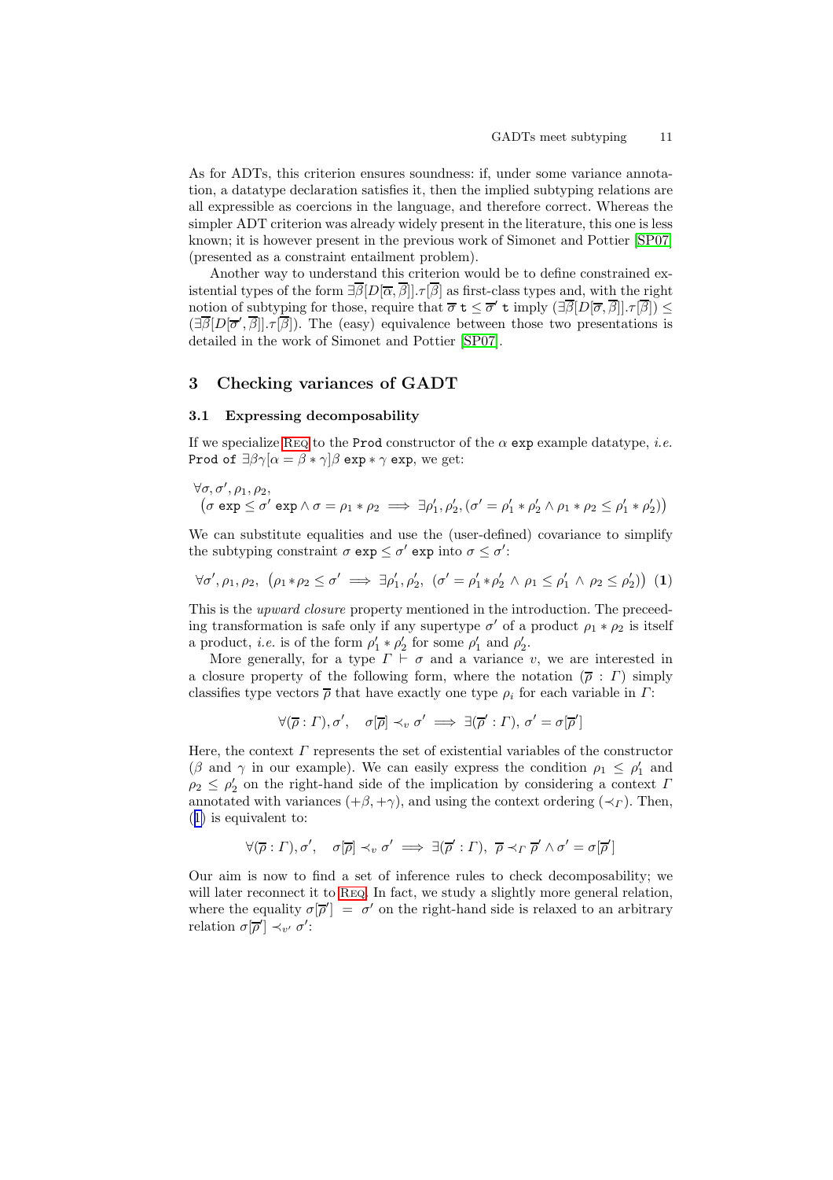As for ADTs, this criterion ensures soundness: if, under some variance annotation, a datatype declaration satisfies it, then the implied subtyping relations are all expressible as coercions in the language, and therefore correct. Whereas the simpler ADT criterion was already widely present in the literature, this one is less known; it is however present in the previous work of Simonet and Pottier [SP07] (presented as a constraint entailment problem).

Another way to understand this criterion would be to define constrained existential types of the form $\exists\overline{\beta}[D[\overline{\alpha},\overline{\beta}]].\tau[\overline{\beta}]$ as first-class types and, with the right notion of subtyping for those, require that $\overline{\sigma}\ \mathtt{t} \leq \overline{\sigma}'\ \mathtt{t}$ imply $(\exists\overline{\beta}[D[\overline{\sigma},\overline{\beta}]].\tau[\overline{\beta}]) \leq (\exists\overline{\beta}[D[\overline{\sigma}',\overline{\beta}]].\tau[\overline{\beta}])$. The (easy) equivalence between those two presentations is detailed in the work of Simonet and Pottier [SP07].

## 3 Checking variances of GADT

### 3.1 Expressing decomposability

If we specialize Req to the `Prod` constructor of the $\alpha$ `exp` example datatype, *i.e.* `Prod of` $\exists\beta\gamma[\alpha = \beta * \gamma]\beta$ `exp` $* \gamma$ `exp`, we get:

$$\begin{array}{l}\forall\sigma,\sigma',\rho_1,\rho_2,\\ \left(\sigma\ \mathtt{exp} \leq \sigma'\ \mathtt{exp} \wedge \sigma = \rho_1 * \rho_2 \implies \exists\rho_1',\rho_2', (\sigma' = \rho_1' * \rho_2' \wedge \rho_1 * \rho_2 \leq \rho_1' * \rho_2')\right)\end{array}$$

We can substitute equalities and use the (user-defined) covariance to simplify the subtyping constraint $\sigma\ \mathtt{exp} \leq \sigma'\ \mathtt{exp}$ into $\sigma \leq \sigma'$:

$$\forall\sigma',\rho_1,\rho_2,\ \left(\rho_1 * \rho_2 \leq \sigma' \implies \exists\rho_1',\rho_2',\ (\sigma' = \rho_1' * \rho_2' \ \wedge\ \rho_1 \leq \rho_1' \ \wedge\ \rho_2 \leq \rho_2')\right) \quad \mathbf{(1)}$$

This is the *upward closure* property mentioned in the introduction. The preceeding transformation is safe only if any supertype $\sigma'$ of a product $\rho_1 * \rho_2$ is itself a product, *i.e.* is of the form $\rho_1' * \rho_2'$ for some $\rho_1'$ and $\rho_2'$.

More generally, for a type $\Gamma \vdash \sigma$ and a variance $v$, we are interested in a closure property of the following form, where the notation $(\overline{\rho} : \Gamma)$ simply classifies type vectors $\overline{\rho}$ that have exactly one type $\rho_i$ for each variable in $\Gamma$:

$$\forall(\overline{\rho} : \Gamma), \sigma', \quad \sigma[\overline{\rho}] \prec_v \sigma' \implies \exists(\overline{\rho}' : \Gamma),\ \sigma' = \sigma[\overline{\rho}']$$

Here, the context $\Gamma$ represents the set of existential variables of the constructor ($\beta$ and $\gamma$ in our example). We can easily express the condition $\rho_1 \leq \rho_1'$ and $\rho_2 \leq \rho_2'$ on the right-hand side of the implication by considering a context $\Gamma$ annotated with variances $(+\beta, +\gamma)$, and using the context ordering $(\prec_\Gamma)$. Then, (1) is equivalent to:

$$\forall(\overline{\rho} : \Gamma), \sigma', \quad \sigma[\overline{\rho}] \prec_v \sigma' \implies \exists(\overline{\rho}' : \Gamma),\ \overline{\rho} \prec_\Gamma \overline{\rho}' \wedge \sigma' = \sigma[\overline{\rho}']$$

Our aim is now to find a set of inference rules to check decomposability; we will later reconnect it to Req. In fact, we study a slightly more general relation, where the equality $\sigma[\overline{\rho}'] = \sigma'$ on the right-hand side is relaxed to an arbitrary relation $\sigma[\overline{\rho}'] \prec_{v'} \sigma'$: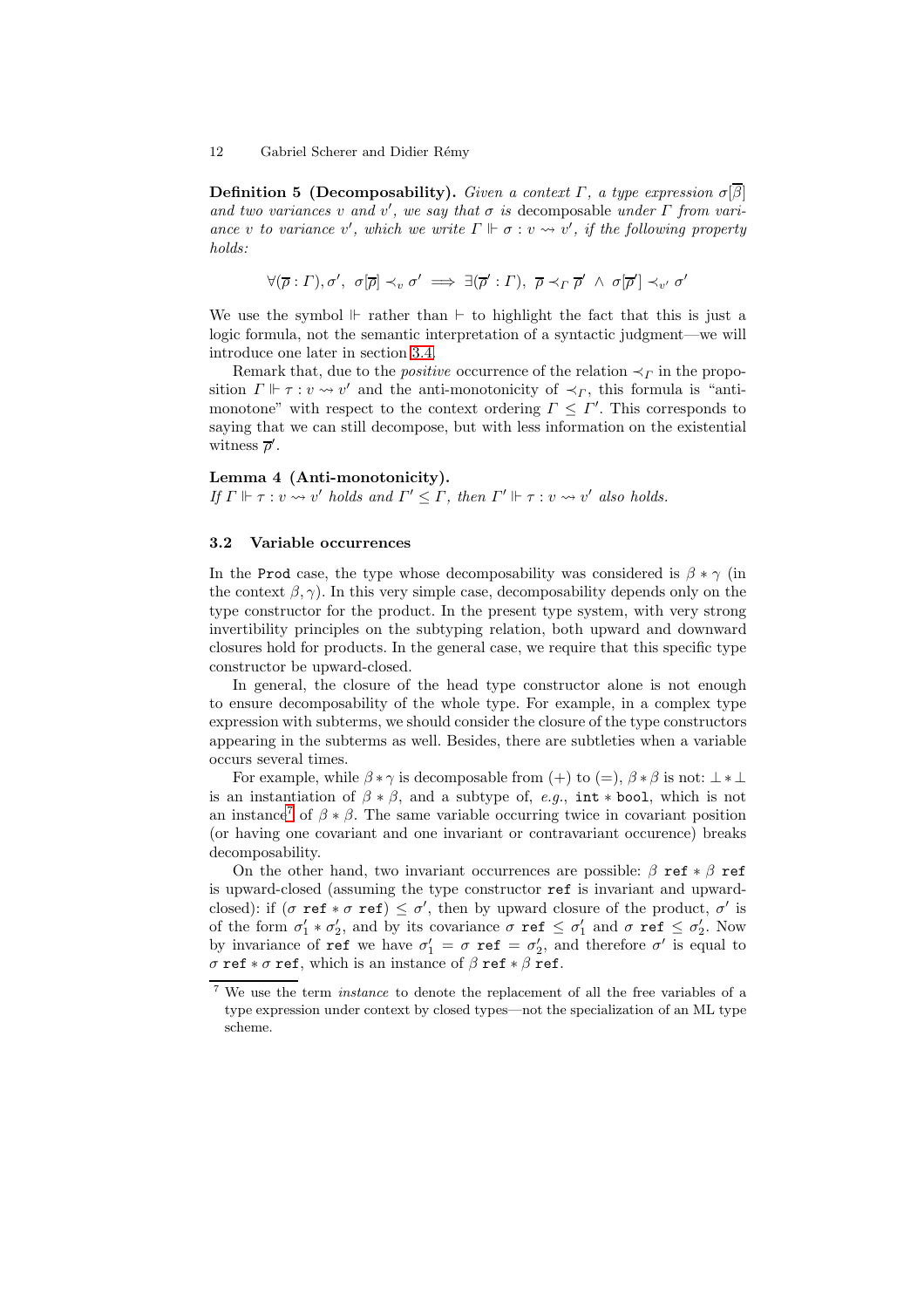**Definition 5 (Decomposability).** *Given a context $\Gamma$, a type expression $\sigma[\overline{\beta}]$ and two variances $v$ and $v'$, we say that $\sigma$ is* decomposable *under $\Gamma$ from variance $v$ to variance $v'$, which we write $\Gamma \Vdash \sigma : v \rightsquigarrow v'$, if the following property holds:*

$$\forall(\overline{\rho} : \Gamma), \sigma',\ \sigma[\overline{\rho}] \prec_v \sigma' \implies \exists(\overline{\rho}' : \Gamma),\ \overline{\rho} \prec_\Gamma \overline{\rho}' \ \wedge\ \sigma[\overline{\rho}'] \prec_{v'} \sigma'$$

We use the symbol $\Vdash$ rather than $\vdash$ to highlight the fact that this is just a logic formula, not the semantic interpretation of a syntactic judgment—we will introduce one later in section 3.4.

Remark that, due to the *positive* occurrence of the relation $\prec_\Gamma$ in the proposition $\Gamma \Vdash \tau : v \rightsquigarrow v'$ and the anti-monotonicity of $\prec_\Gamma$, this formula is "anti-monotone" with respect to the context ordering $\Gamma \leq \Gamma'$. This corresponds to saying that we can still decompose, but with less information on the existential witness $\overline{\rho}'$.

**Lemma 4 (Anti-monotonicity).**
*If $\Gamma \Vdash \tau : v \rightsquigarrow v'$ holds and $\Gamma' \leq \Gamma$, then $\Gamma' \Vdash \tau : v \rightsquigarrow v'$ also holds.*

### 3.2 Variable occurrences

In the `Prod` case, the type whose decomposability was considered is $\beta * \gamma$ (in the context $\beta, \gamma$). In this very simple case, decomposability depends only on the type constructor for the product. In the present type system, with very strong invertibility principles on the subtyping relation, both upward and downward closures hold for products. In the general case, we require that this specific type constructor be upward-closed.

In general, the closure of the head type constructor alone is not enough to ensure decomposability of the whole type. For example, in a complex type expression with subterms, we should consider the closure of the type constructors appearing in the subterms as well. Besides, there are subtleties when a variable occurs several times.

For example, while $\beta * \gamma$ is decomposable from $(+)$ to $(=)$, $\beta * \beta$ is not: $\bot * \bot$ is an instantiation of $\beta * \beta$, and a subtype of, *e.g.*, `int` $*$ `bool`, which is not an instance[7] of $\beta * \beta$. The same variable occurring twice in covariant position (or having one covariant and one invariant or contravariant occurence) breaks decomposability.

On the other hand, two invariant occurrences are possible: $\beta$ `ref` $* \beta$ `ref` is upward-closed (assuming the type constructor `ref` is invariant and upward-closed): if $(\sigma$ `ref` $* \sigma$ `ref`$) \leq \sigma'$, then by upward closure of the product, $\sigma'$ is of the form $\sigma'_1 * \sigma'_2$, and by its covariance $\sigma$ `ref` $\leq \sigma'_1$ and $\sigma$ `ref` $\leq \sigma'_2$. Now by invariance of `ref` we have $\sigma'_1 = \sigma$ `ref` $= \sigma'_2$, and therefore $\sigma'$ is equal to $\sigma$ `ref` $* \sigma$ `ref`, which is an instance of $\beta$ `ref` $* \beta$ `ref`.

[7] We use the term *instance* to denote the replacement of all the free variables of a type expression under context by closed types—not the specialization of an ML type scheme.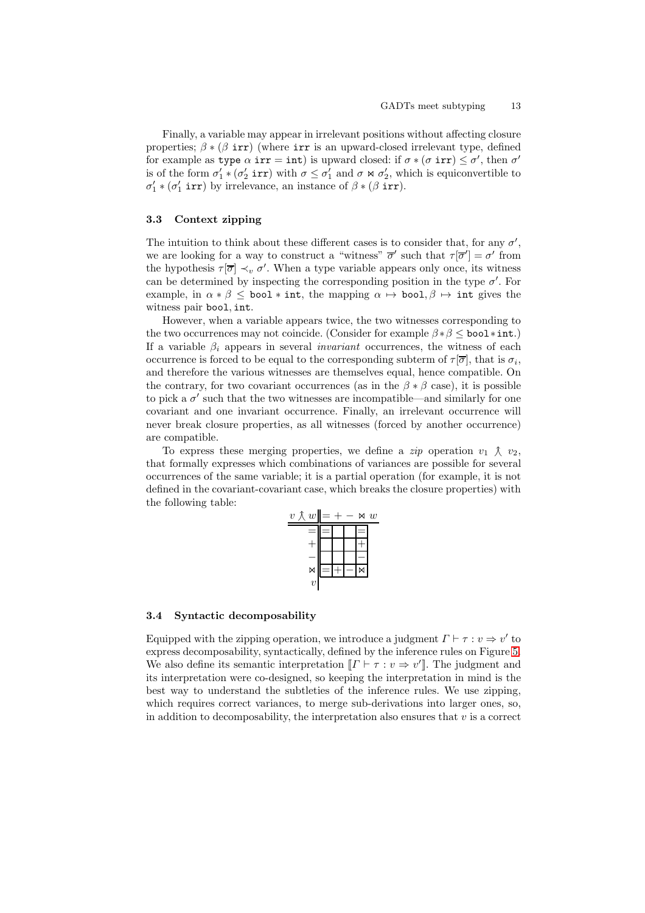Finally, a variable may appear in irrelevant positions without affecting closure properties; $\beta * (\beta\ \texttt{irr})$ (where `irr` is an upward-closed irrelevant type, defined for example as $\texttt{type}\ \alpha\ \texttt{irr} = \texttt{int}$) is upward closed: if $\sigma * (\sigma\ \texttt{irr}) \leq \sigma'$, then $\sigma'$ is of the form $\sigma'_1 * (\sigma'_2\ \texttt{irr})$ with $\sigma \leq \sigma'_1$ and $\sigma \bowtie \sigma'_2$, which is equiconvertible to $\sigma'_1 * (\sigma'_1\ \texttt{irr})$ by irrelevance, an instance of $\beta * (\beta\ \texttt{irr})$.

### 3.3 Context zipping

The intuition to think about these different cases is to consider that, for any $\sigma'$, we are looking for a way to construct a "witness" $\overline{\sigma}'$ such that $\tau[\overline{\sigma}'] = \sigma'$ from the hypothesis $\tau[\overline{\sigma}] \prec_v \sigma'$. When a type variable appears only once, its witness can be determined by inspecting the corresponding position in the type $\sigma'$. For example, in $\alpha * \beta \leq \texttt{bool} * \texttt{int}$, the mapping $\alpha \mapsto \texttt{bool}, \beta \mapsto \texttt{int}$ gives the witness pair $\texttt{bool}, \texttt{int}$.

However, when a variable appears twice, the two witnesses corresponding to the two occurrences may not coincide. (Consider for example $\beta * \beta \leq \texttt{bool} * \texttt{int}$.) If a variable $\beta_i$ appears in several *invariant* occurrences, the witness of each occurrence is forced to be equal to the corresponding subterm of $\tau[\overline{\sigma}]$, that is $\sigma_i$, and therefore the various witnesses are themselves equal, hence compatible. On the contrary, for two covariant occurrences (as in the $\beta * \beta$ case), it is possible to pick a $\sigma'$ such that the two witnesses are incompatible—and similarly for one covariant and one invariant occurrence. Finally, an irrelevant occurrence will never break closure properties, as all witnesses (forced by another occurrence) are compatible.

To express these merging properties, we define a *zip* operation $v_1 \curlywedge v_2$, that formally expresses which combinations of variances are possible for several occurrences of the same variable; it is a partial operation (for example, it is not defined in the covariant-covariant case, which breaks the closure properties) with the following table:

| $v \curlywedge w$ | $=$ | $+$ | $-$ | $\bowtie$ |
|---|---|---|---|---|
| $=$ | $=$ | | | $=$ |
| $+$ | | | | $+$ |
| $-$ | | | | $-$ |
| $\bowtie$ | $=$ | $+$ | $-$ | $\bowtie$ |

### 3.4 Syntactic decomposability

Equipped with the zipping operation, we introduce a judgment $\Gamma \vdash \tau : v \Rightarrow v'$ to express decomposability, syntactically, defined by the inference rules on Figure 5. We also define its semantic interpretation $[\![\Gamma \vdash \tau : v \Rightarrow v']\!]$. The judgment and its interpretation were co-designed, so keeping the interpretation in mind is the best way to understand the subtleties of the inference rules. We use zipping, which requires correct variances, to merge sub-derivations into larger ones, so, in addition to decomposability, the interpretation also ensures that $v$ is a correct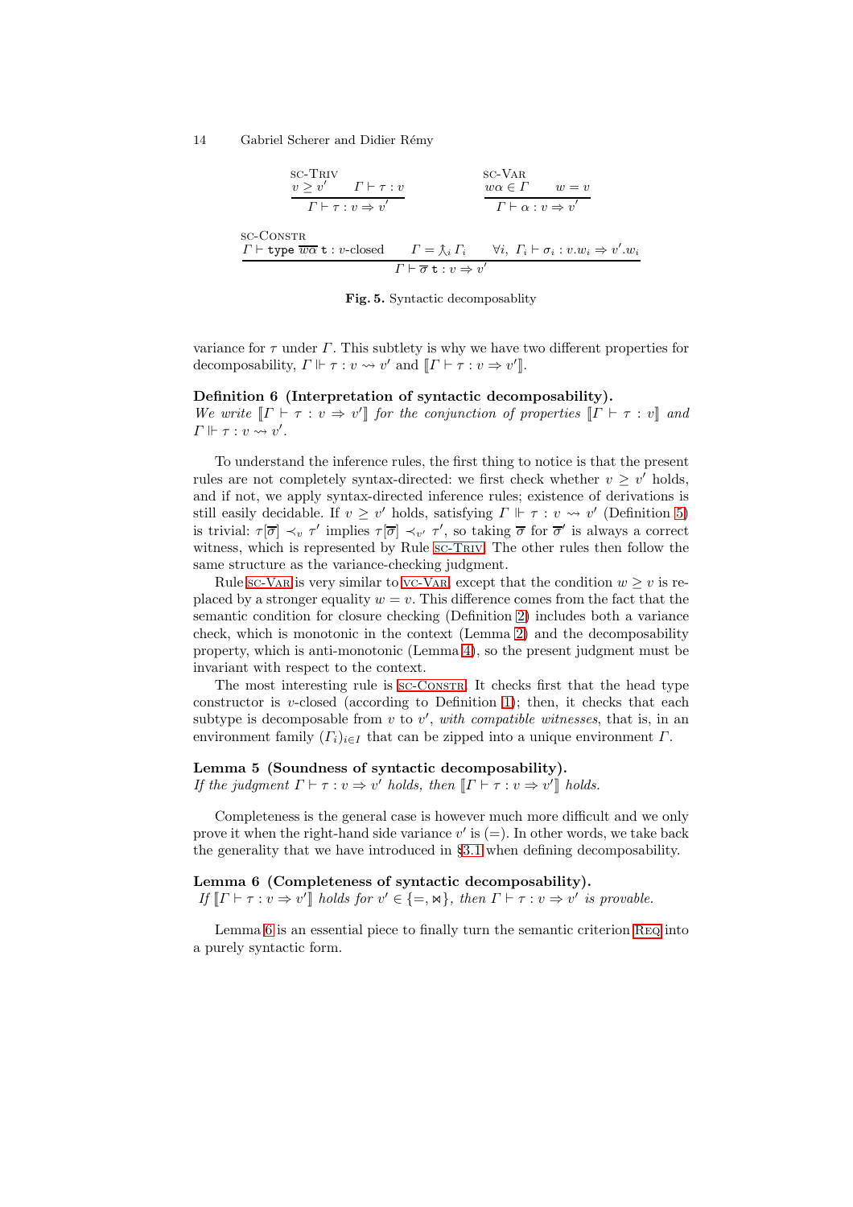$$\frac{v \geq v' \qquad \Gamma \vdash \tau : v}{\Gamma \vdash \tau : v \Rightarrow v'}\ \textsc{sc-Triv} \qquad\qquad \frac{w\alpha \in \Gamma \qquad w = v}{\Gamma \vdash \alpha : v \Rightarrow v'}\ \textsc{sc-Var}$$

$$\frac{\Gamma \vdash \texttt{type}\ \overline{w\alpha}\ \texttt{t} : v\text{-closed} \qquad \Gamma = \curlywedge_i \Gamma_i \qquad \forall i,\ \Gamma_i \vdash \sigma_i : v.w_i \Rightarrow v'.w_i}{\Gamma \vdash \overline{\sigma}\ \texttt{t} : v \Rightarrow v'}\ \textsc{sc-Constr}$$

**Fig. 5.** Syntactic decomposablity

variance for $\tau$ under $\Gamma$. This subtlety is why we have two different properties for decomposability, $\Gamma \Vdash \tau : v \rightsquigarrow v'$ and $[\![\Gamma \vdash \tau : v \Rightarrow v']\!]$.

**Definition 6 (Interpretation of syntactic decomposability).** *We write $[\![\Gamma \vdash \tau : v \Rightarrow v']\!]$ for the conjunction of properties $[\![\Gamma \vdash \tau : v]\!]$ and $\Gamma \Vdash \tau : v \rightsquigarrow v'$.*

To understand the inference rules, the first thing to notice is that the present rules are not completely syntax-directed: we first check whether $v \geq v'$ holds, and if not, we apply syntax-directed inference rules; existence of derivations is still easily decidable. If $v \geq v'$ holds, satisfying $\Gamma \Vdash \tau : v \rightsquigarrow v'$ (Definition 5) is trivial: $\tau[\overline{\sigma}] \prec_v \tau'$ implies $\tau[\overline{\sigma}] \prec_{v'} \tau'$, so taking $\overline{\sigma}$ for $\overline{\sigma}'$ is always a correct witness, which is represented by Rule sc-Triv. The other rules then follow the same structure as the variance-checking judgment.

Rule sc-Var is very similar to vc-Var except that the condition $w \geq v$ is replaced by a stronger equality $w = v$. This difference comes from the fact that the semantic condition for closure checking (Definition 2) includes both a variance check, which is monotonic in the context (Lemma 2) and the decomposability property, which is anti-monotonic (Lemma 4), so the present judgment must be invariant with respect to the context.

The most interesting rule is sc-Constr. It checks first that the head type constructor is $v$-closed (according to Definition 1); then, it checks that each subtype is decomposable from $v$ to $v'$, *with compatible witnesses*, that is, in an environment family $(\Gamma_i)_{i \in I}$ that can be zipped into a unique environment $\Gamma$.

**Lemma 5 (Soundness of syntactic decomposability).** *If the judgment $\Gamma \vdash \tau : v \Rightarrow v'$ holds, then $[\![\Gamma \vdash \tau : v \Rightarrow v']\!]$ holds.*

Completeness is the general case is however much more difficult and we only prove it when the right-hand side variance $v'$ is $(=)$. In other words, we take back the generality that we have introduced in §3.1 when defining decomposability.

**Lemma 6 (Completeness of syntactic decomposability).** *If $[\![\Gamma \vdash \tau : v \Rightarrow v']\!]$ holds for $v' \in \{=, \bowtie\}$, then $\Gamma \vdash \tau : v \Rightarrow v'$ is provable.*

Lemma 6 is an essential piece to finally turn the semantic criterion Req into a purely syntactic form.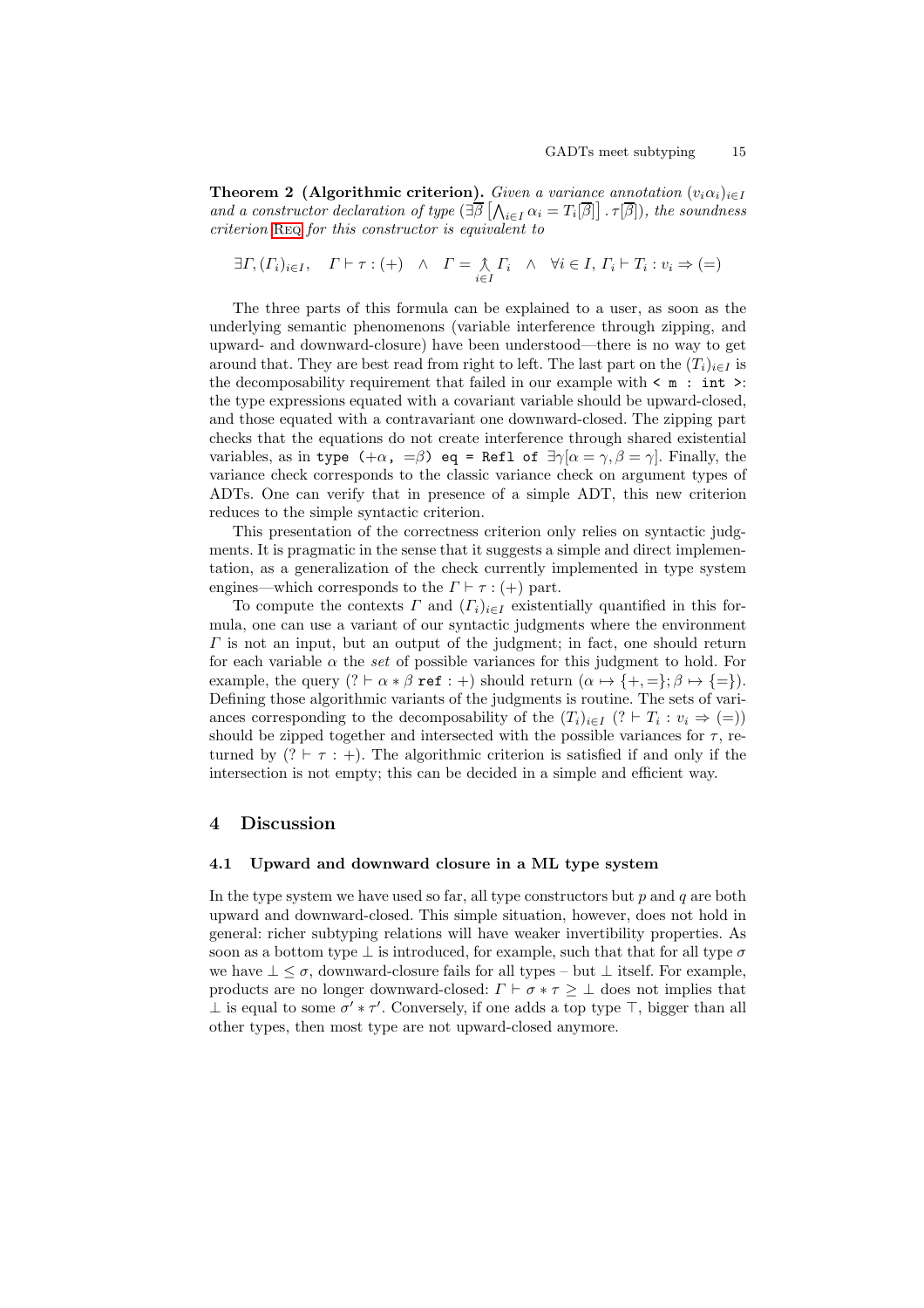**Theorem 2 (Algorithmic criterion).** *Given a variance annotation* $(v_i\alpha_i)_{i\in I}$ *and a constructor declaration of type* $(\exists\overline{\beta}\left[\bigwedge_{i\in I}\alpha_i = T_i[\overline{\beta}]\right].\tau[\overline{\beta}])$*, the soundness criterion* Req *for this constructor is equivalent to*

$$\exists \Gamma, (\Gamma_i)_{i\in I}, \quad \Gamma \vdash \tau : (+) \quad \wedge \quad \Gamma = \curlywedge_{i\in I} \Gamma_i \quad \wedge \quad \forall i \in I,\, \Gamma_i \vdash T_i : v_i \Rightarrow (=)$$

The three parts of this formula can be explained to a user, as soon as the underlying semantic phenomenons (variable interference through zipping, and upward- and downward-closure) have been understood—there is no way to get around that. They are best read from right to left. The last part on the $(T_i)_{i\in I}$ is the decomposability requirement that failed in our example with `< m : int >`: the type expressions equated with a covariant variable should be upward-closed, and those equated with a contravariant one downward-closed. The zipping part checks that the equations do not create interference through shared existential variables, as in `type` $(+\alpha,\ =\beta)$ `eq = Refl of` $\exists\gamma[\alpha = \gamma, \beta = \gamma]$. Finally, the variance check corresponds to the classic variance check on argument types of ADTs. One can verify that in presence of a simple ADT, this new criterion reduces to the simple syntactic criterion.

This presentation of the correctness criterion only relies on syntactic judgments. It is pragmatic in the sense that it suggests a simple and direct implementation, as a generalization of the check currently implemented in type system engines—which corresponds to the $\Gamma \vdash \tau : (+)$ part.

To compute the contexts $\Gamma$ and $(\Gamma_i)_{i\in I}$ existentially quantified in this formula, one can use a variant of our syntactic judgments where the environment $\Gamma$ is not an input, but an output of the judgment; in fact, one should return for each variable $\alpha$ the *set* of possible variances for this judgment to hold. For example, the query $(? \vdash \alpha * \beta\ \texttt{ref} : +)$ should return $(\alpha \mapsto \{+,=\}; \beta \mapsto \{=\})$. Defining those algorithmic variants of the judgments is routine. The sets of variances corresponding to the decomposability of the $(T_i)_{i\in I}$ $(? \vdash T_i : v_i \Rightarrow (=))$ should be zipped together and intersected with the possible variances for $\tau$, returned by $(? \vdash \tau : +)$. The algorithmic criterion is satisfied if and only if the intersection is not empty; this can be decided in a simple and efficient way.

# 4 Discussion

## 4.1 Upward and downward closure in a ML type system

In the type system we have used so far, all type constructors but $p$ and $q$ are both upward and downward-closed. This simple situation, however, does not hold in general: richer subtyping relations will have weaker invertibility properties. As soon as a bottom type $\bot$ is introduced, for example, such that that for all type $\sigma$ we have $\bot \leq \sigma$, downward-closure fails for all types – but $\bot$ itself. For example, products are no longer downward-closed: $\Gamma \vdash \sigma * \tau \geq \bot$ does not implies that $\bot$ is equal to some $\sigma' * \tau'$. Conversely, if one adds a top type $\top$, bigger than all other types, then most type are not upward-closed anymore.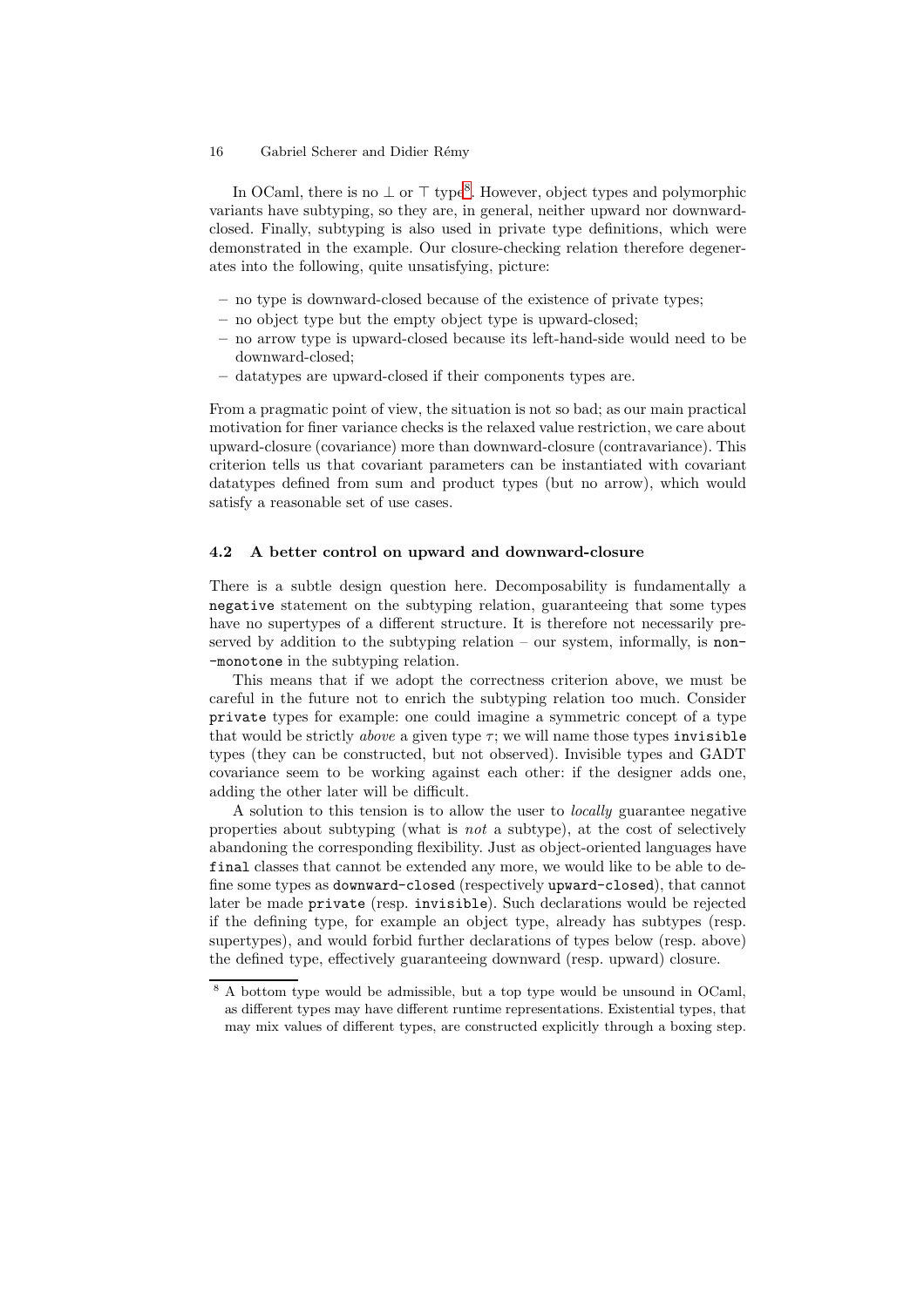In OCaml, there is no $\bot$ or $\top$ type[8]. However, object types and polymorphic variants have subtyping, so they are, in general, neither upward nor downward-closed. Finally, subtyping is also used in private type definitions, which were demonstrated in the example. Our closure-checking relation therefore degenerates into the following, quite unsatisfying, picture:

- no type is downward-closed because of the existence of private types;
- no object type but the empty object type is upward-closed;
- no arrow type is upward-closed because its left-hand-side would need to be downward-closed;
- datatypes are upward-closed if their components types are.

From a pragmatic point of view, the situation is not so bad; as our main practical motivation for finer variance checks is the relaxed value restriction, we care about upward-closure (covariance) more than downward-closure (contravariance). This criterion tells us that covariant parameters can be instantiated with covariant datatypes defined from sum and product types (but no arrow), which would satisfy a reasonable set of use cases.

### 4.2 A better control on upward and downward-closure

There is a subtle design question here. Decomposability is fundamentally a `negative` statement on the subtyping relation, guaranteeing that some types have no supertypes of a different structure. It is therefore not necessarily preserved by addition to the subtyping relation – our system, informally, is `non--monotone` in the subtyping relation.

This means that if we adopt the correctness criterion above, we must be careful in the future not to enrich the subtyping relation too much. Consider `private` types for example: one could imagine a symmetric concept of a type that would be strictly *above* a given type $\tau$; we will name those types `invisible` types (they can be constructed, but not observed). Invisible types and GADT covariance seem to be working against each other: if the designer adds one, adding the other later will be difficult.

A solution to this tension is to allow the user to *locally* guarantee negative properties about subtyping (what is *not* a subtype), at the cost of selectively abandoning the corresponding flexibility. Just as object-oriented languages have `final` classes that cannot be extended any more, we would like to be able to define some types as `downward-closed` (respectively `upward-closed`), that cannot later be made `private` (resp. `invisible`). Such declarations would be rejected if the defining type, for example an object type, already has subtypes (resp. supertypes), and would forbid further declarations of types below (resp. above) the defined type, effectively guaranteeing downward (resp. upward) closure.

[8] A bottom type would be admissible, but a top type would be unsound in OCaml, as different types may have different runtime representations. Existential types, that may mix values of different types, are constructed explicitly through a boxing step.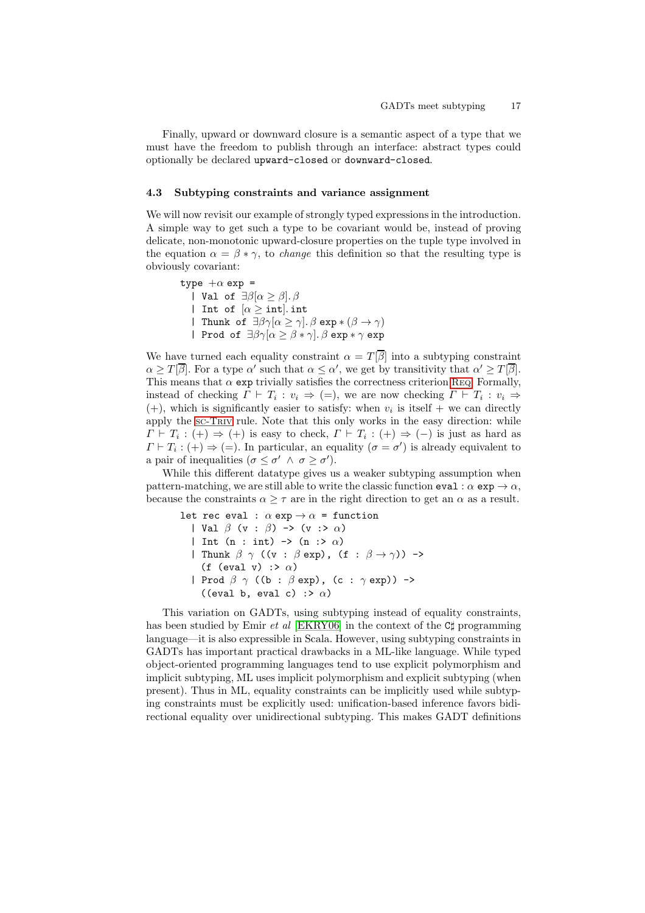Finally, upward or downward closure is a semantic aspect of a type that we must have the freedom to publish through an interface: abstract types could optionally be declared `upward-closed` or `downward-closed`.

### 4.3 Subtyping constraints and variance assignment

We will now revisit our example of strongly typed expressions in the introduction. A simple way to get such a type to be covariant would be, instead of proving delicate, non-monotonic upward-closure properties on the tuple type involved in the equation $\alpha = \beta * \gamma$, to *change* this definition so that the resulting type is obviously covariant:

```
type +α exp =
  | Val of ∃β[α ≥ β]. β
  | Int of [α ≥ int]. int
  | Thunk of ∃βγ[α ≥ γ]. β exp * (β → γ)
  | Prod of ∃βγ[α ≥ β * γ]. β exp * γ exp
```

We have turned each equality constraint $\alpha = T[\overline{\beta}]$ into a subtyping constraint $\alpha \geq T[\overline{\beta}]$. For a type $\alpha'$ such that $\alpha \leq \alpha'$, we get by transitivity that $\alpha' \geq T[\overline{\beta}]$. This means that $\alpha$ `exp` trivially satisfies the correctness criterion Req. Formally, instead of checking $\Gamma \vdash T_i : v_i \Rightarrow (=)$, we are now checking $\Gamma \vdash T_i : v_i \Rightarrow (+)$, which is significantly easier to satisfy: when $v_i$ is itself $+$ we can directly apply the sc-Triv rule. Note that this only works in the easy direction: while $\Gamma \vdash T_i : (+) \Rightarrow (+)$ is easy to check, $\Gamma \vdash T_i : (+) \Rightarrow (-)$ is just as hard as $\Gamma \vdash T_i : (+) \Rightarrow (=)$. In particular, an equality ($\sigma = \sigma'$) is already equivalent to a pair of inequalities ($\sigma \leq \sigma' \wedge \sigma \geq \sigma'$).

While this different datatype gives us a weaker subtyping assumption when pattern-matching, we are still able to write the classic function `eval` : $\alpha$ `exp` $\rightarrow \alpha$, because the constraints $\alpha \geq \tau$ are in the right direction to get an $\alpha$ as a result.

```
let rec eval : α exp → α = function
  | Val β (v : β) -> (v :> α)
  | Int (n : int) -> (n :> α)
  | Thunk β γ ((v : β exp), (f : β → γ)) ->
    (f (eval v) :> α)
  | Prod β γ ((b : β exp), (c : γ exp)) ->
    ((eval b, eval c) :> α)
```

This variation on GADTs, using subtyping instead of equality constraints, has been studied by Emir *et al* [EKRY06] in the context of the C♯ programming language—it is also expressible in Scala. However, using subtyping constraints in GADTs has important practical drawbacks in a ML-like language. While typed object-oriented programming languages tend to use explicit polymorphism and implicit subtyping, ML uses implicit polymorphism and explicit subtyping (when present). Thus in ML, equality constraints can be implicitly used while subtyping constraints must be explicitly used: unification-based inference favors bidirectional equality over unidirectional subtyping. This makes GADT definitions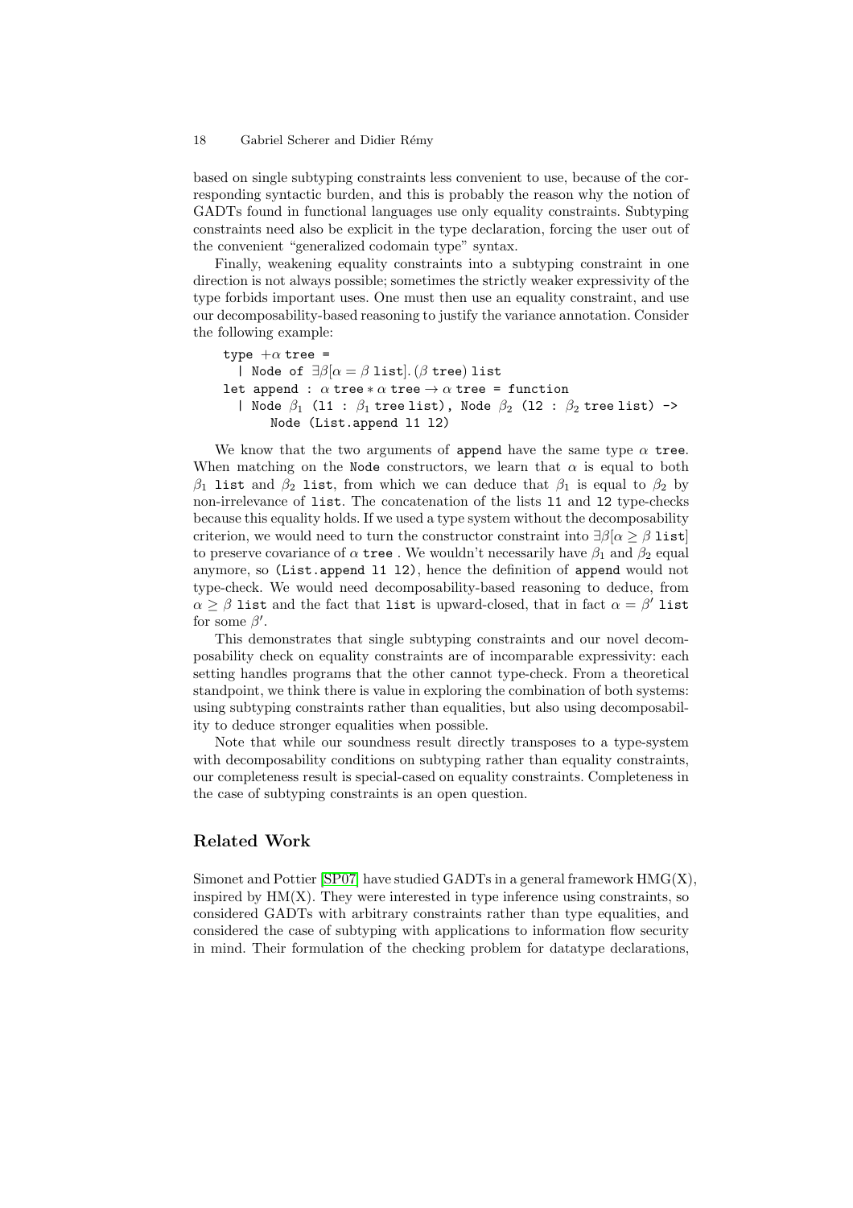based on single subtyping constraints less convenient to use, because of the corresponding syntactic burden, and this is probably the reason why the notion of GADTs found in functional languages use only equality constraints. Subtyping constraints need also be explicit in the type declaration, forcing the user out of the convenient "generalized codomain type" syntax.

Finally, weakening equality constraints into a subtyping constraint in one direction is not always possible; sometimes the strictly weaker expressivity of the type forbids important uses. One must then use an equality constraint, and use our decomposability-based reasoning to justify the variance annotation. Consider the following example:

```
type +α tree =
  | Node of ∃β[α = β list].(β tree) list
let append : α tree ∗ α tree → α tree = function
  | Node β₁ (l1 : β₁ tree list), Node β₂ (l2 : β₂ tree list) ->
      Node (List.append l1 l2)
```

We know that the two arguments of `append` have the same type $\alpha$ `tree`. When matching on the `Node` constructors, we learn that $\alpha$ is equal to both $\beta_1$ `list` and $\beta_2$ `list`, from which we can deduce that $\beta_1$ is equal to $\beta_2$ by non-irrelevance of `list`. The concatenation of the lists `l1` and `l2` type-checks because this equality holds. If we used a type system without the decomposability criterion, we would need to turn the constructor constraint into $\exists\beta[\alpha \geq \beta$ `list`$]$ to preserve covariance of $\alpha$ `tree` . We wouldn't necessarily have $\beta_1$ and $\beta_2$ equal anymore, so `(List.append l1 l2)`, hence the definition of `append` would not type-check. We would need decomposability-based reasoning to deduce, from $\alpha \geq \beta$ `list` and the fact that `list` is upward-closed, that in fact $\alpha = \beta'$ `list` for some $\beta'$.

This demonstrates that single subtyping constraints and our novel decomposability check on equality constraints are of incomparable expressivity: each setting handles programs that the other cannot type-check. From a theoretical standpoint, we think there is value in exploring the combination of both systems: using subtyping constraints rather than equalities, but also using decomposability to deduce stronger equalities when possible.

Note that while our soundness result directly transposes to a type-system with decomposability conditions on subtyping rather than equality constraints, our completeness result is special-cased on equality constraints. Completeness in the case of subtyping constraints is an open question.

## Related Work

Simonet and Pottier [SP07] have studied GADTs in a general framework HMG(X), inspired by HM(X). They were interested in type inference using constraints, so considered GADTs with arbitrary constraints rather than type equalities, and considered the case of subtyping with applications to information flow security in mind. Their formulation of the checking problem for datatype declarations,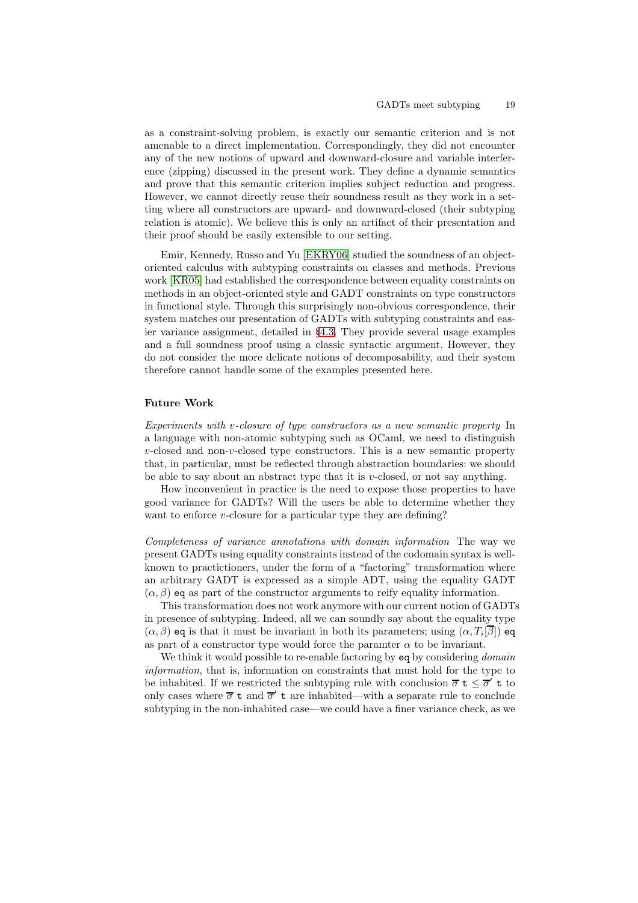as a constraint-solving problem, is exactly our semantic criterion and is not amenable to a direct implementation. Correspondingly, they did not encounter any of the new notions of upward and downward-closure and variable interference (zipping) discussed in the present work. They define a dynamic semantics and prove that this semantic criterion implies subject reduction and progress. However, we cannot directly reuse their soundness result as they work in a setting where all constructors are upward- and downward-closed (their subtyping relation is atomic). We believe this is only an artifact of their presentation and their proof should be easily extensible to our setting.

Emir, Kennedy, Russo and Yu [EKRY06] studied the soundness of an object-oriented calculus with subtyping constraints on classes and methods. Previous work [KR05] had established the correspondence between equality constraints on methods in an object-oriented style and GADT constraints on type constructors in functional style. Through this surprisingly non-obvious correspondence, their system matches our presentation of GADTs with subtyping constraints and easier variance assignment, detailed in §4.3. They provide several usage examples and a full soundness proof using a classic syntactic argument. However, they do not consider the more delicate notions of decomposability, and their system therefore cannot handle some of the examples presented here.

### Future Work

*Experiments with $v$-closure of type constructors as a new semantic property* In a language with non-atomic subtyping such as OCaml, we need to distinguish $v$-closed and non-$v$-closed type constructors. This is a new semantic property that, in particular, must be reflected through abstraction boundaries: we should be able to say about an abstract type that it is $v$-closed, or not say anything.

How inconvenient in practice is the need to expose those properties to have good variance for GADTs? Will the users be able to determine whether they want to enforce $v$-closure for a particular type they are defining?

*Completeness of variance annotations with domain information* The way we present GADTs using equality constraints instead of the codomain syntax is well-known to practictioners, under the form of a "factoring" transformation where an arbitrary GADT is expressed as a simple ADT, using the equality GADT $(\alpha, \beta)$ `eq` as part of the constructor arguments to reify equality information.

This transformation does not work anymore with our current notion of GADTs in presence of subtyping. Indeed, all we can soundly say about the equality type $(\alpha, \beta)$ `eq` is that it must be invariant in both its parameters; using $(\alpha, T_i[\overline{\beta}])$ `eq` as part of a constructor type would force the paramter $\alpha$ to be invariant.

We think it would possible to re-enable factoring by `eq` by considering *domain information*, that is, information on constraints that must hold for the type to be inhabited. If we restricted the subtyping rule with conclusion $\overline{\sigma}\ \mathtt{t} \leq \overline{\sigma}'\ \mathtt{t}$ to only cases where $\overline{\sigma}\ \mathtt{t}$ and $\overline{\sigma}'\ \mathtt{t}$ are inhabited—with a separate rule to conclude subtyping in the non-inhabited case—we could have a finer variance check, as we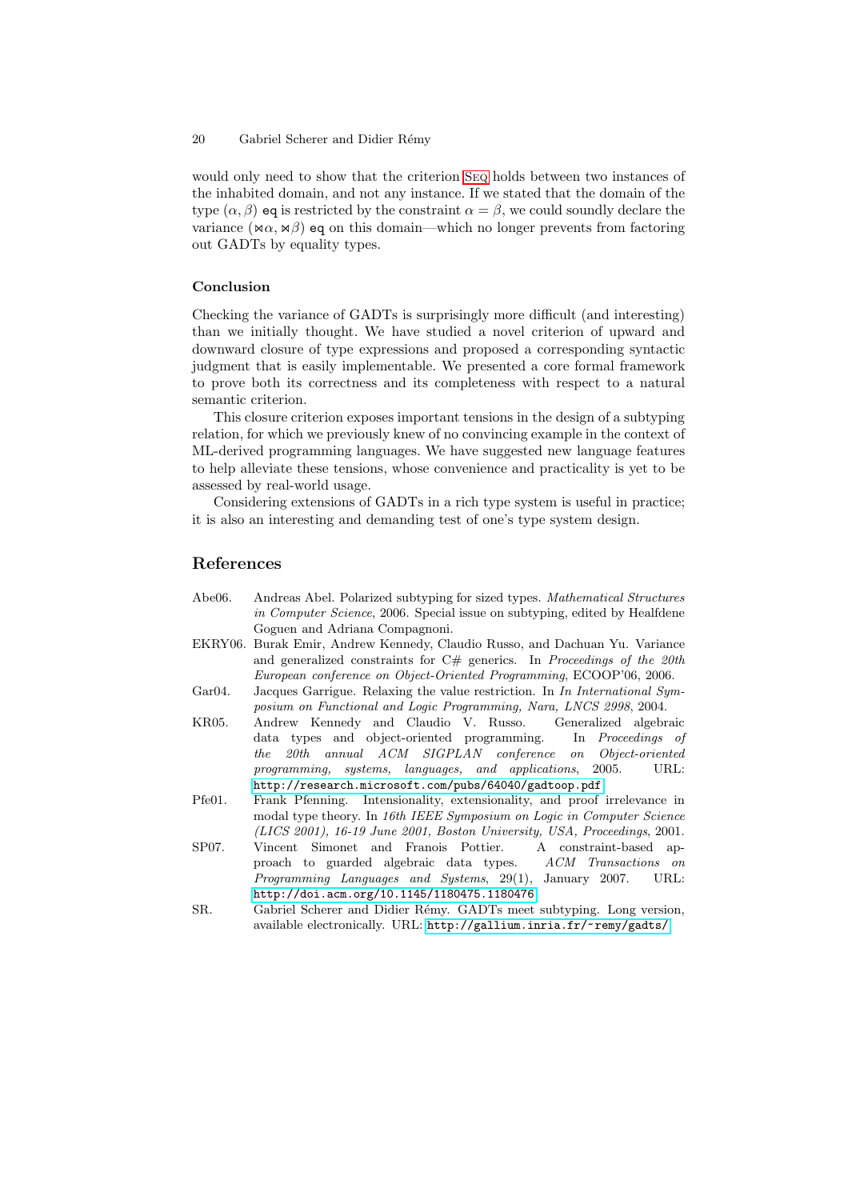would only need to show that the criterion SEQ holds between two instances of the inhabited domain, and not any instance. If we stated that the domain of the type $(\alpha, \beta)$ `eq` is restricted by the constraint $\alpha = \beta$, we could soundly declare the variance $(\bowtie\alpha, \bowtie\beta)$ `eq` on this domain—which no longer prevents from factoring out GADTs by equality types.

### Conclusion

Checking the variance of GADTs is surprisingly more difficult (and interesting) than we initially thought. We have studied a novel criterion of upward and downward closure of type expressions and proposed a corresponding syntactic judgment that is easily implementable. We presented a core formal framework to prove both its correctness and its completeness with respect to a natural semantic criterion.

This closure criterion exposes important tensions in the design of a subtyping relation, for which we previously knew of no convincing example in the context of ML-derived programming languages. We have suggested new language features to help alleviate these tensions, whose convenience and practicality is yet to be assessed by real-world usage.

Considering extensions of GADTs in a rich type system is useful in practice; it is also an interesting and demanding test of one's type system design.

## References

- Abe06. Andreas Abel. Polarized subtyping for sized types. *Mathematical Structures in Computer Science*, 2006. Special issue on subtyping, edited by Healfdene Goguen and Adriana Compagnoni.
- EKRY06. Burak Emir, Andrew Kennedy, Claudio Russo, and Dachuan Yu. Variance and generalized constraints for C# generics. In *Proceedings of the 20th European conference on Object-Oriented Programming*, ECOOP'06, 2006.
- Gar04. Jacques Garrigue. Relaxing the value restriction. In *In International Symposium on Functional and Logic Programming, Nara, LNCS 2998*, 2004.
- KR05. Andrew Kennedy and Claudio V. Russo. Generalized algebraic data types and object-oriented programming. In *Proceedings of the 20th annual ACM SIGPLAN conference on Object-oriented programming, systems, languages, and applications*, 2005. URL: http://research.microsoft.com/pubs/64040/gadtoop.pdf
- Pfe01. Frank Pfenning. Intensionality, extensionality, and proof irrelevance in modal type theory. In *16th IEEE Symposium on Logic in Computer Science (LICS 2001), 16-19 June 2001, Boston University, USA, Proceedings*, 2001.
- SP07. Vincent Simonet and Franois Pottier. A constraint-based approach to guarded algebraic data types. *ACM Transactions on Programming Languages and Systems*, 29(1), January 2007. URL: http://doi.acm.org/10.1145/1180475.1180476
- SR. Gabriel Scherer and Didier Rémy. GADTs meet subtyping. Long version, available electronically. URL: http://gallium.inria.fr/~remy/gadts/